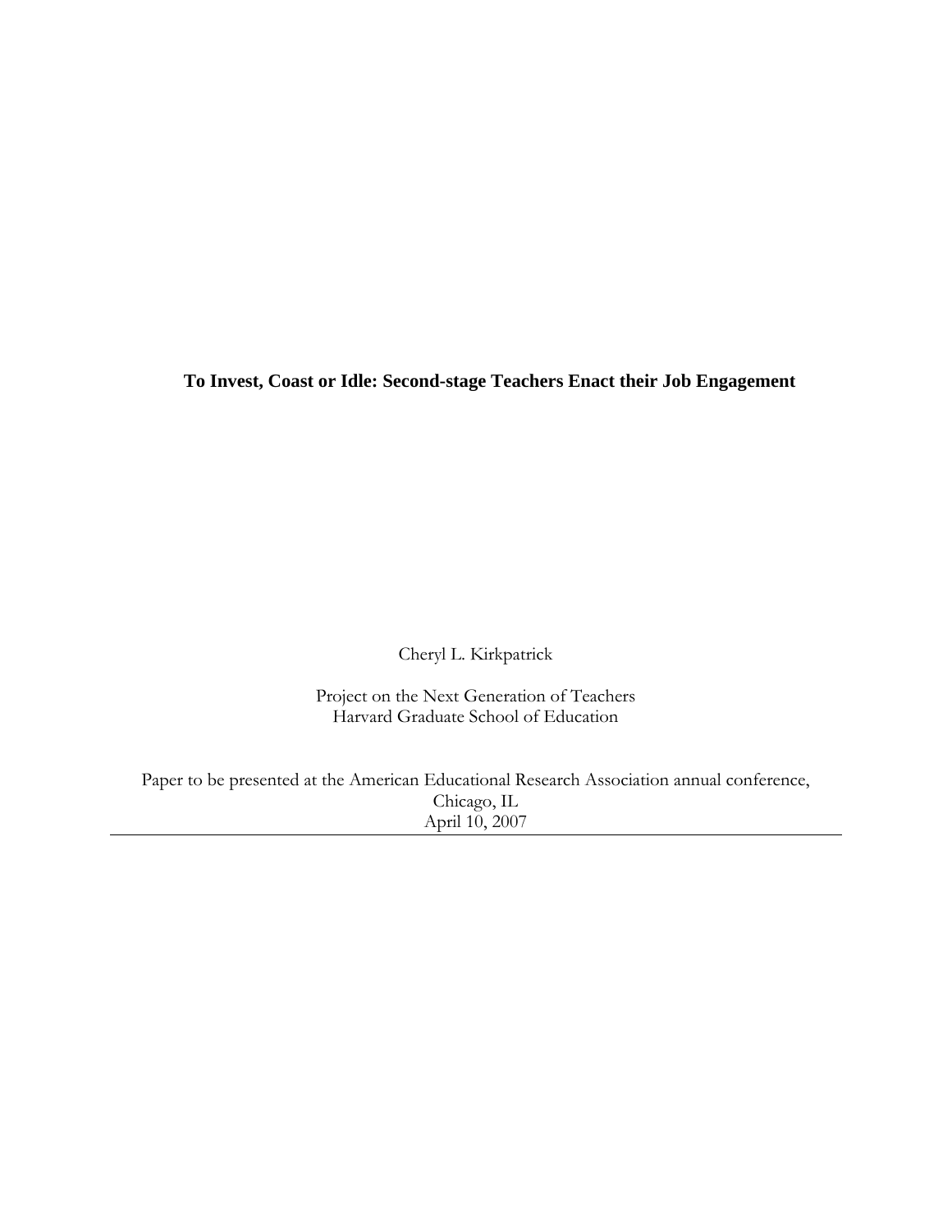# To Invest, Coast or Idle: Second-stage Teachers Enact their Job Engagement

Cheryl L. Kirkpatrick

Project on the Next Generation of Teachers
Harvard Graduate School of Education

Paper to be presented at the American Educational Research Association annual conference,
Chicago, IL
April 10, 2007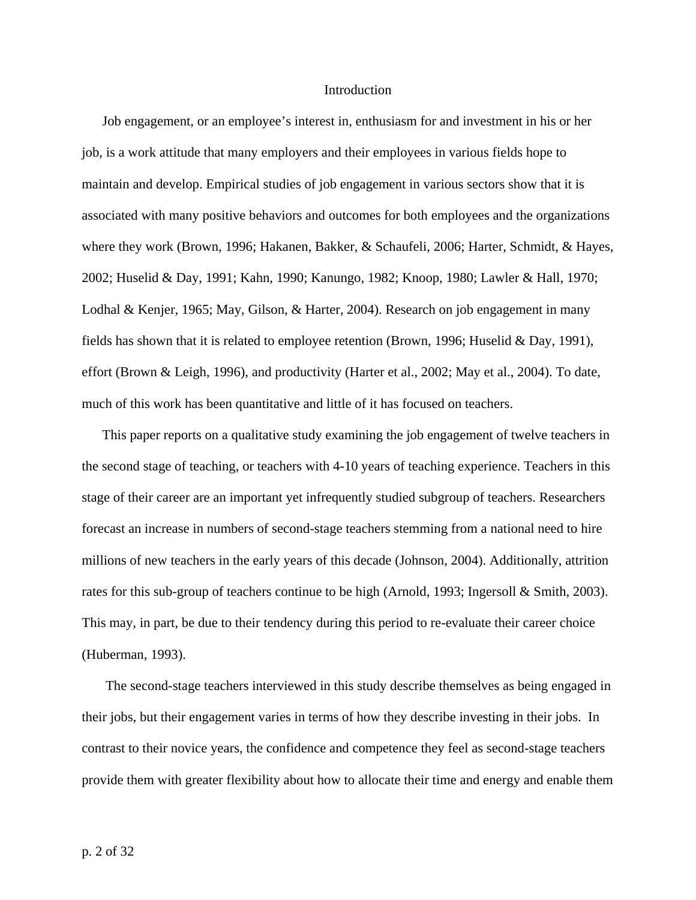# Introduction

Job engagement, or an employee's interest in, enthusiasm for and investment in his or her job, is a work attitude that many employers and their employees in various fields hope to maintain and develop. Empirical studies of job engagement in various sectors show that it is associated with many positive behaviors and outcomes for both employees and the organizations where they work (Brown, 1996; Hakanen, Bakker, & Schaufeli, 2006; Harter, Schmidt, & Hayes, 2002; Huselid & Day, 1991; Kahn, 1990; Kanungo, 1982; Knoop, 1980; Lawler & Hall, 1970; Lodhal & Kenjer, 1965; May, Gilson, & Harter, 2004). Research on job engagement in many fields has shown that it is related to employee retention (Brown, 1996; Huselid & Day, 1991), effort (Brown & Leigh, 1996), and productivity (Harter et al., 2002; May et al., 2004). To date, much of this work has been quantitative and little of it has focused on teachers.

This paper reports on a qualitative study examining the job engagement of twelve teachers in the second stage of teaching, or teachers with 4-10 years of teaching experience. Teachers in this stage of their career are an important yet infrequently studied subgroup of teachers. Researchers forecast an increase in numbers of second-stage teachers stemming from a national need to hire millions of new teachers in the early years of this decade (Johnson, 2004). Additionally, attrition rates for this sub-group of teachers continue to be high (Arnold, 1993; Ingersoll & Smith, 2003). This may, in part, be due to their tendency during this period to re-evaluate their career choice (Huberman, 1993).

The second-stage teachers interviewed in this study describe themselves as being engaged in their jobs, but their engagement varies in terms of how they describe investing in their jobs. In contrast to their novice years, the confidence and competence they feel as second-stage teachers provide them with greater flexibility about how to allocate their time and energy and enable them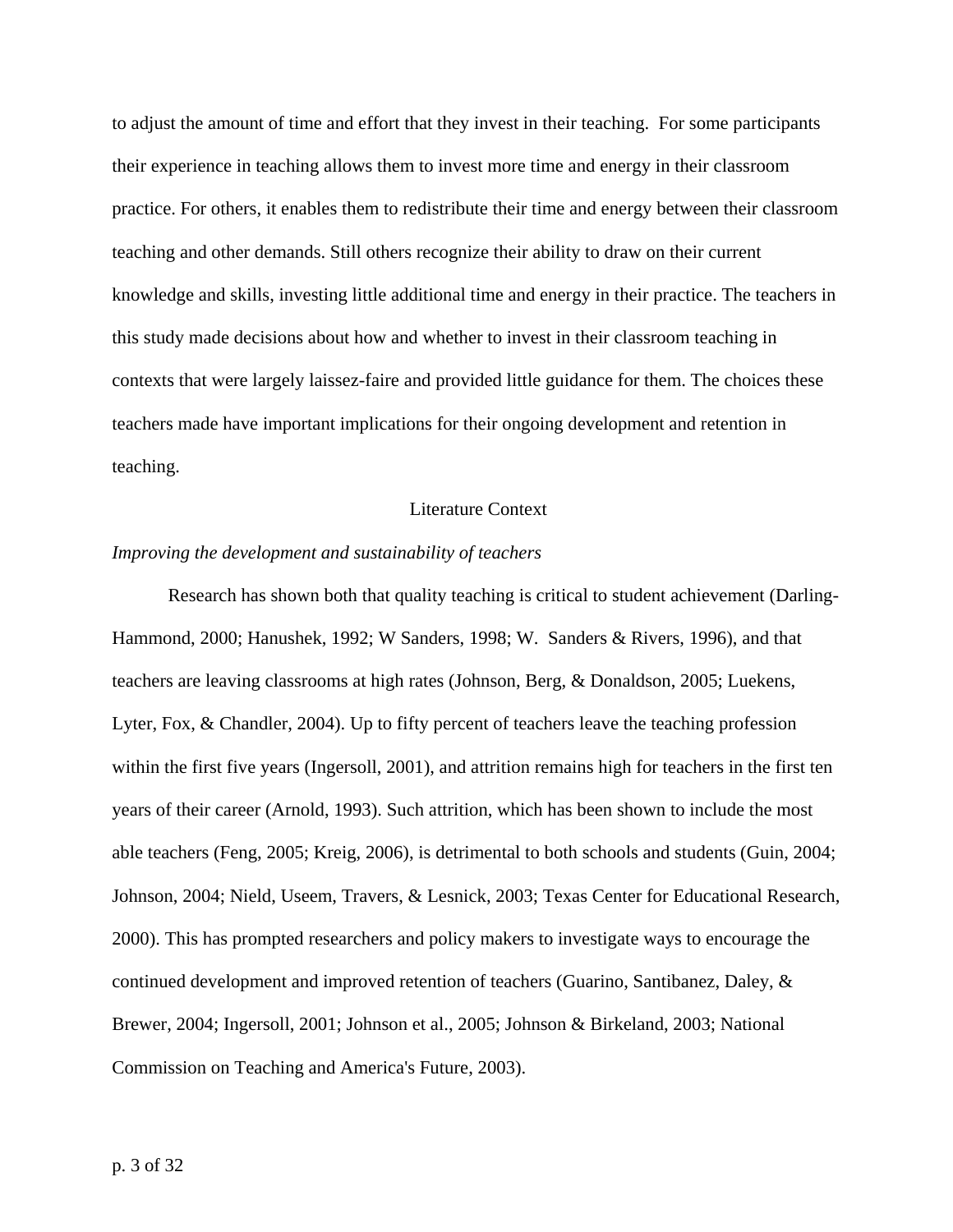to adjust the amount of time and effort that they invest in their teaching.  For some participants their experience in teaching allows them to invest more time and energy in their classroom practice. For others, it enables them to redistribute their time and energy between their classroom teaching and other demands. Still others recognize their ability to draw on their current knowledge and skills, investing little additional time and energy in their practice. The teachers in this study made decisions about how and whether to invest in their classroom teaching in contexts that were largely laissez-faire and provided little guidance for them. The choices these teachers made have important implications for their ongoing development and retention in teaching.

## Literature Context

### *Improving the development and sustainability of teachers*

Research has shown both that quality teaching is critical to student achievement (Darling-Hammond, 2000; Hanushek, 1992; W Sanders, 1998; W.  Sanders & Rivers, 1996), and that teachers are leaving classrooms at high rates (Johnson, Berg, & Donaldson, 2005; Luekens, Lyter, Fox, & Chandler, 2004). Up to fifty percent of teachers leave the teaching profession within the first five years (Ingersoll, 2001), and attrition remains high for teachers in the first ten years of their career (Arnold, 1993). Such attrition, which has been shown to include the most able teachers (Feng, 2005; Kreig, 2006), is detrimental to both schools and students (Guin, 2004; Johnson, 2004; Nield, Useem, Travers, & Lesnick, 2003; Texas Center for Educational Research, 2000). This has prompted researchers and policy makers to investigate ways to encourage the continued development and improved retention of teachers (Guarino, Santibanez, Daley, & Brewer, 2004; Ingersoll, 2001; Johnson et al., 2005; Johnson & Birkeland, 2003; National Commission on Teaching and America's Future, 2003).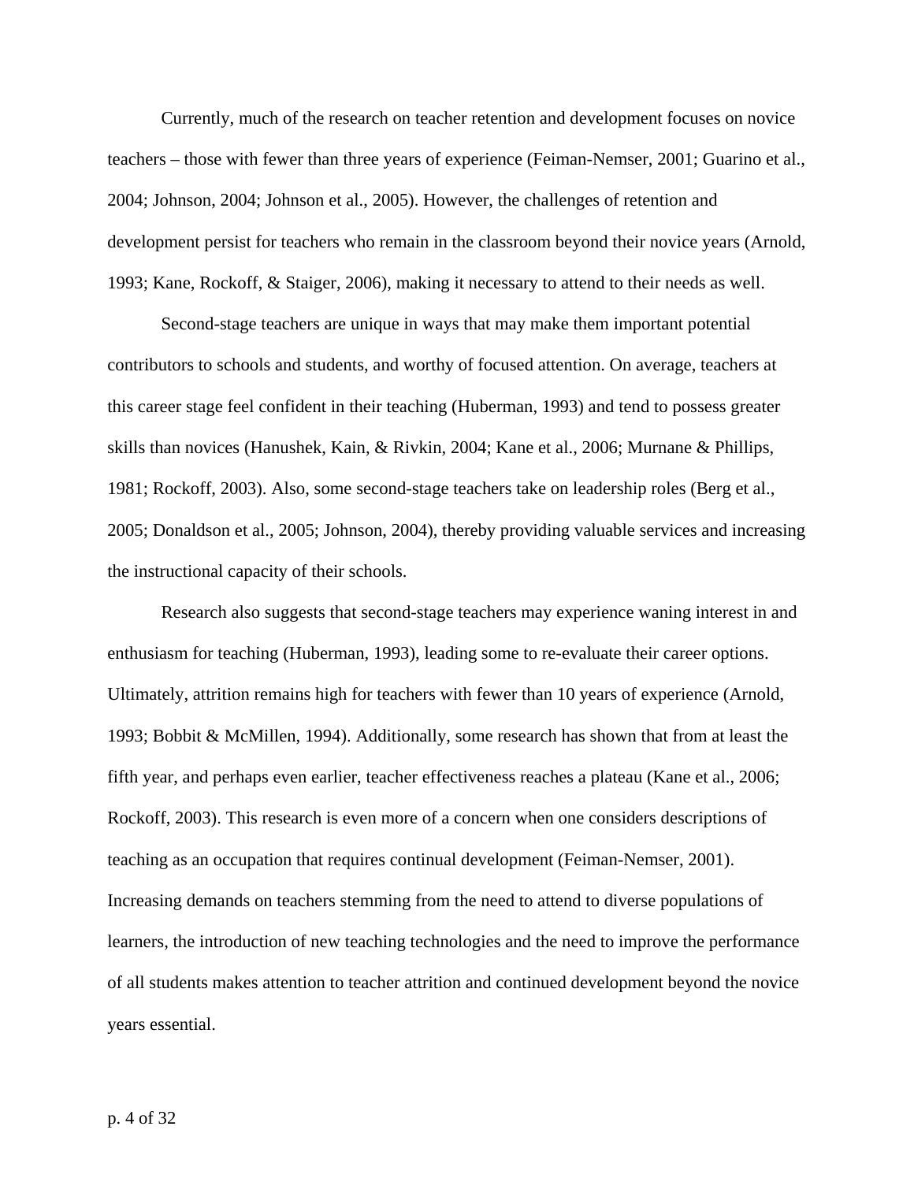Currently, much of the research on teacher retention and development focuses on novice teachers – those with fewer than three years of experience (Feiman-Nemser, 2001; Guarino et al., 2004; Johnson, 2004; Johnson et al., 2005). However, the challenges of retention and development persist for teachers who remain in the classroom beyond their novice years (Arnold, 1993; Kane, Rockoff, & Staiger, 2006), making it necessary to attend to their needs as well.

Second-stage teachers are unique in ways that may make them important potential contributors to schools and students, and worthy of focused attention. On average, teachers at this career stage feel confident in their teaching (Huberman, 1993) and tend to possess greater skills than novices (Hanushek, Kain, & Rivkin, 2004; Kane et al., 2006; Murnane & Phillips, 1981; Rockoff, 2003). Also, some second-stage teachers take on leadership roles (Berg et al., 2005; Donaldson et al., 2005; Johnson, 2004), thereby providing valuable services and increasing the instructional capacity of their schools.

Research also suggests that second-stage teachers may experience waning interest in and enthusiasm for teaching (Huberman, 1993), leading some to re-evaluate their career options. Ultimately, attrition remains high for teachers with fewer than 10 years of experience (Arnold, 1993; Bobbit & McMillen, 1994). Additionally, some research has shown that from at least the fifth year, and perhaps even earlier, teacher effectiveness reaches a plateau (Kane et al., 2006; Rockoff, 2003). This research is even more of a concern when one considers descriptions of teaching as an occupation that requires continual development (Feiman-Nemser, 2001). Increasing demands on teachers stemming from the need to attend to diverse populations of learners, the introduction of new teaching technologies and the need to improve the performance of all students makes attention to teacher attrition and continued development beyond the novice years essential.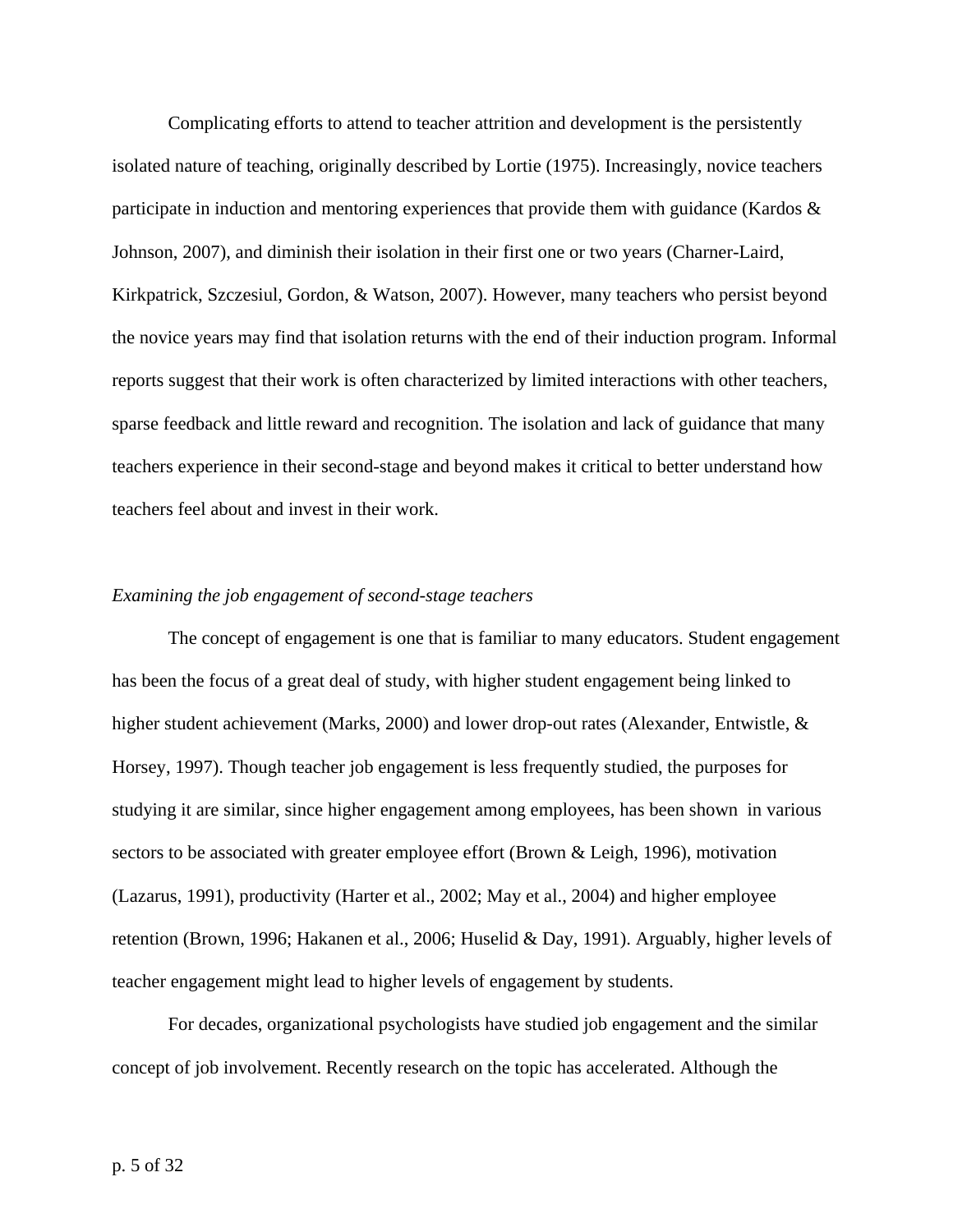Complicating efforts to attend to teacher attrition and development is the persistently isolated nature of teaching, originally described by Lortie (1975). Increasingly, novice teachers participate in induction and mentoring experiences that provide them with guidance (Kardos & Johnson, 2007), and diminish their isolation in their first one or two years (Charner-Laird, Kirkpatrick, Szczesiul, Gordon, & Watson, 2007). However, many teachers who persist beyond the novice years may find that isolation returns with the end of their induction program. Informal reports suggest that their work is often characterized by limited interactions with other teachers, sparse feedback and little reward and recognition. The isolation and lack of guidance that many teachers experience in their second-stage and beyond makes it critical to better understand how teachers feel about and invest in their work.

*Examining the job engagement of second-stage teachers*

The concept of engagement is one that is familiar to many educators. Student engagement has been the focus of a great deal of study, with higher student engagement being linked to higher student achievement (Marks, 2000) and lower drop-out rates (Alexander, Entwistle, & Horsey, 1997). Though teacher job engagement is less frequently studied, the purposes for studying it are similar, since higher engagement among employees, has been shown in various sectors to be associated with greater employee effort (Brown & Leigh, 1996), motivation (Lazarus, 1991), productivity (Harter et al., 2002; May et al., 2004) and higher employee retention (Brown, 1996; Hakanen et al., 2006; Huselid & Day, 1991). Arguably, higher levels of teacher engagement might lead to higher levels of engagement by students.

For decades, organizational psychologists have studied job engagement and the similar concept of job involvement. Recently research on the topic has accelerated. Although the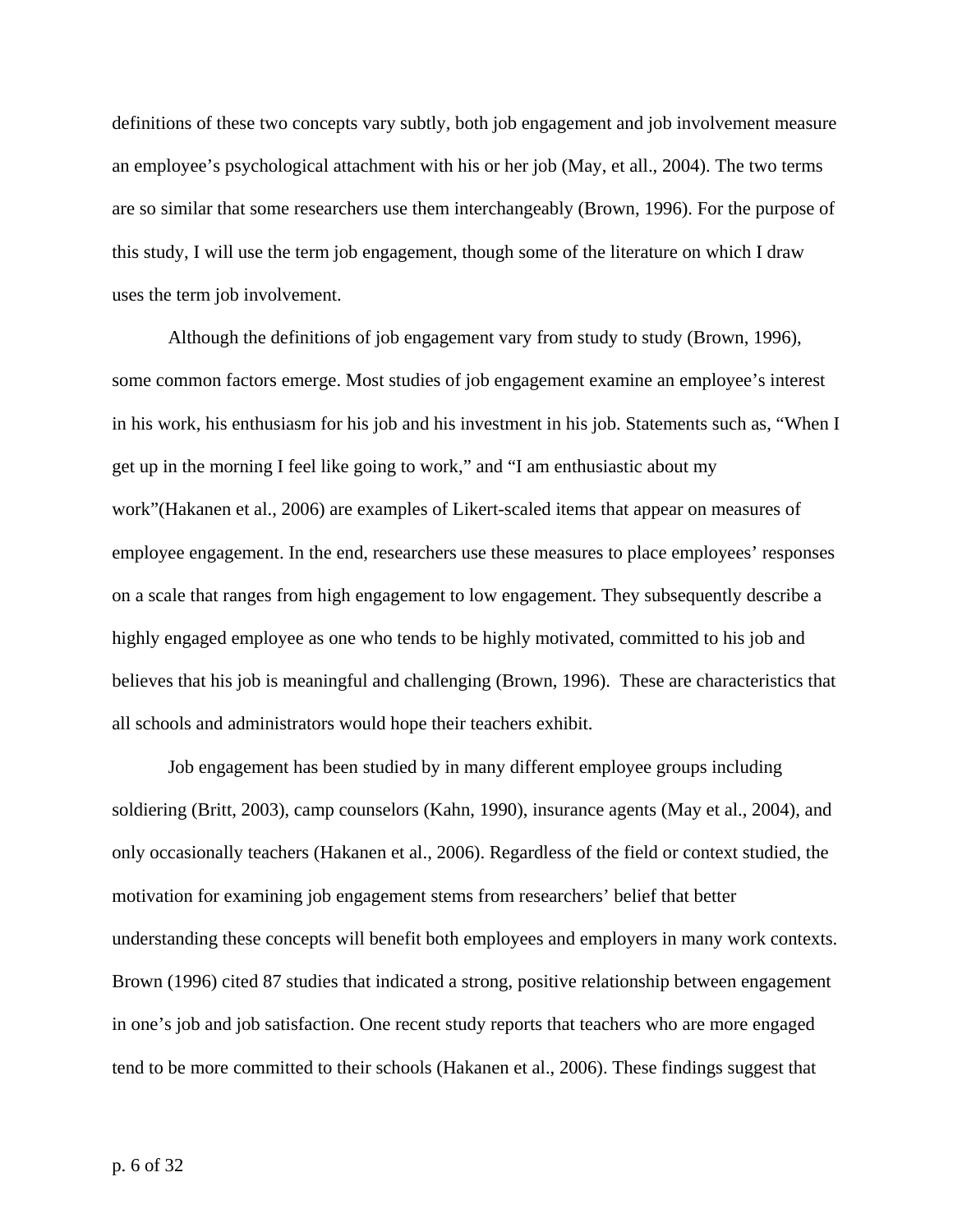definitions of these two concepts vary subtly, both job engagement and job involvement measure an employee's psychological attachment with his or her job (May, et all., 2004). The two terms are so similar that some researchers use them interchangeably (Brown, 1996). For the purpose of this study, I will use the term job engagement, though some of the literature on which I draw uses the term job involvement.

Although the definitions of job engagement vary from study to study (Brown, 1996), some common factors emerge. Most studies of job engagement examine an employee's interest in his work, his enthusiasm for his job and his investment in his job. Statements such as, "When I get up in the morning I feel like going to work," and "I am enthusiastic about my work"(Hakanen et al., 2006) are examples of Likert-scaled items that appear on measures of employee engagement. In the end, researchers use these measures to place employees' responses on a scale that ranges from high engagement to low engagement. They subsequently describe a highly engaged employee as one who tends to be highly motivated, committed to his job and believes that his job is meaningful and challenging (Brown, 1996). These are characteristics that all schools and administrators would hope their teachers exhibit.

Job engagement has been studied by in many different employee groups including soldiering (Britt, 2003), camp counselors (Kahn, 1990), insurance agents (May et al., 2004), and only occasionally teachers (Hakanen et al., 2006). Regardless of the field or context studied, the motivation for examining job engagement stems from researchers' belief that better understanding these concepts will benefit both employees and employers in many work contexts. Brown (1996) cited 87 studies that indicated a strong, positive relationship between engagement in one's job and job satisfaction. One recent study reports that teachers who are more engaged tend to be more committed to their schools (Hakanen et al., 2006). These findings suggest that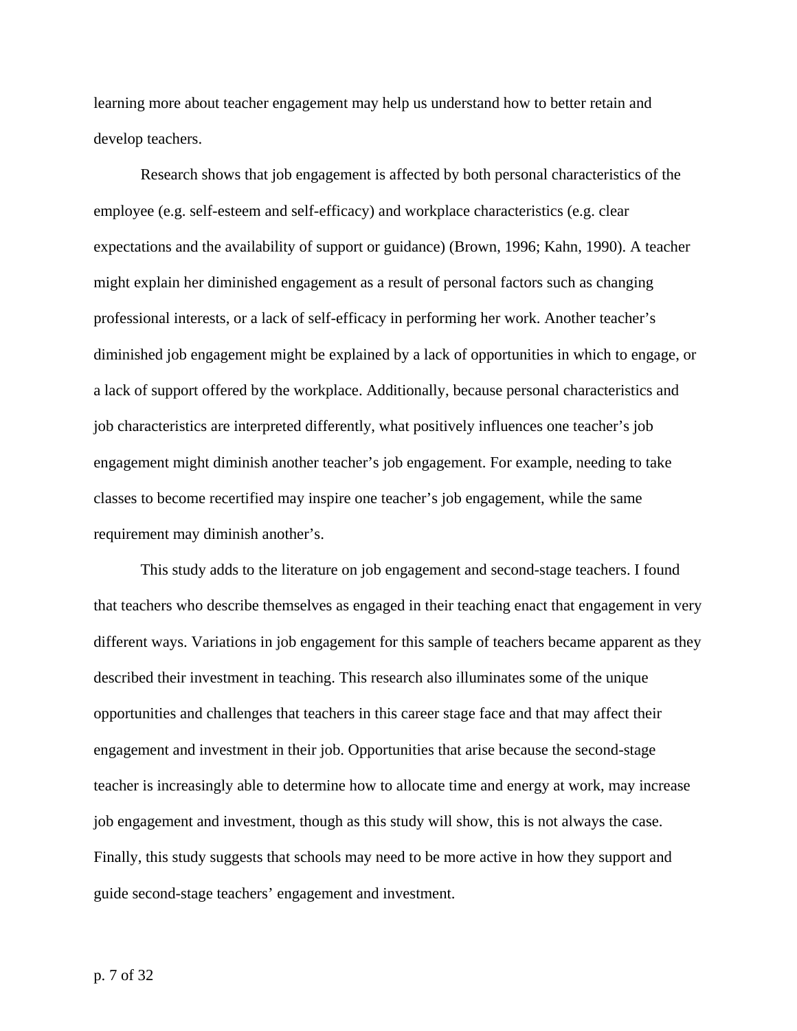learning more about teacher engagement may help us understand how to better retain and develop teachers.

Research shows that job engagement is affected by both personal characteristics of the employee (e.g. self-esteem and self-efficacy) and workplace characteristics (e.g. clear expectations and the availability of support or guidance) (Brown, 1996; Kahn, 1990). A teacher might explain her diminished engagement as a result of personal factors such as changing professional interests, or a lack of self-efficacy in performing her work. Another teacher's diminished job engagement might be explained by a lack of opportunities in which to engage, or a lack of support offered by the workplace. Additionally, because personal characteristics and job characteristics are interpreted differently, what positively influences one teacher's job engagement might diminish another teacher's job engagement. For example, needing to take classes to become recertified may inspire one teacher's job engagement, while the same requirement may diminish another's.

This study adds to the literature on job engagement and second-stage teachers. I found that teachers who describe themselves as engaged in their teaching enact that engagement in very different ways. Variations in job engagement for this sample of teachers became apparent as they described their investment in teaching. This research also illuminates some of the unique opportunities and challenges that teachers in this career stage face and that may affect their engagement and investment in their job. Opportunities that arise because the second-stage teacher is increasingly able to determine how to allocate time and energy at work, may increase job engagement and investment, though as this study will show, this is not always the case. Finally, this study suggests that schools may need to be more active in how they support and guide second-stage teachers' engagement and investment.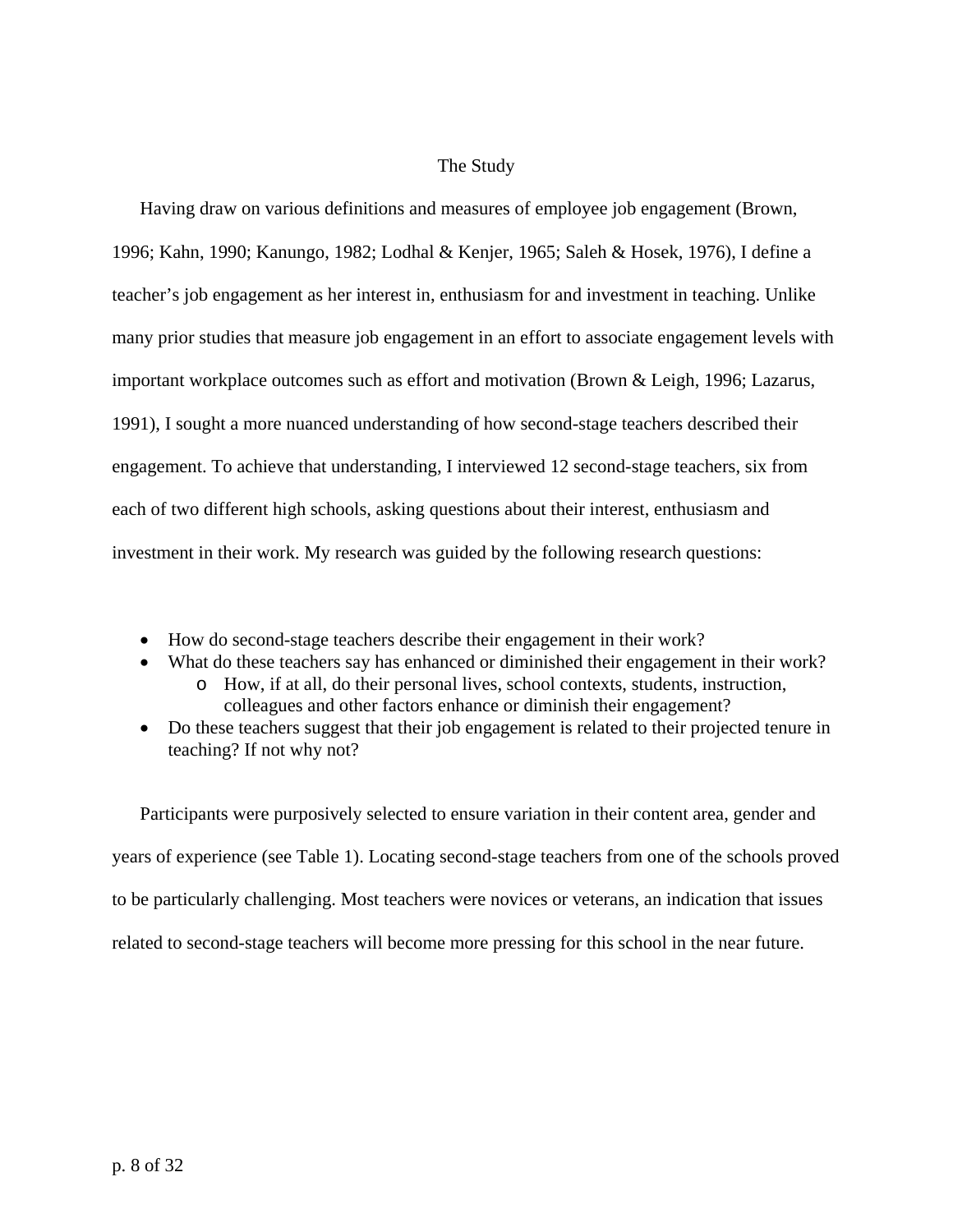## The Study

Having draw on various definitions and measures of employee job engagement (Brown, 1996; Kahn, 1990; Kanungo, 1982; Lodhal & Kenjer, 1965; Saleh & Hosek, 1976), I define a teacher's job engagement as her interest in, enthusiasm for and investment in teaching. Unlike many prior studies that measure job engagement in an effort to associate engagement levels with important workplace outcomes such as effort and motivation (Brown & Leigh, 1996; Lazarus, 1991), I sought a more nuanced understanding of how second-stage teachers described their engagement. To achieve that understanding, I interviewed 12 second-stage teachers, six from each of two different high schools, asking questions about their interest, enthusiasm and investment in their work. My research was guided by the following research questions:

- How do second-stage teachers describe their engagement in their work?
- What do these teachers say has enhanced or diminished their engagement in their work?
    - How, if at all, do their personal lives, school contexts, students, instruction, colleagues and other factors enhance or diminish their engagement?
- Do these teachers suggest that their job engagement is related to their projected tenure in teaching? If not why not?

Participants were purposively selected to ensure variation in their content area, gender and years of experience (see Table 1). Locating second-stage teachers from one of the schools proved to be particularly challenging. Most teachers were novices or veterans, an indication that issues related to second-stage teachers will become more pressing for this school in the near future.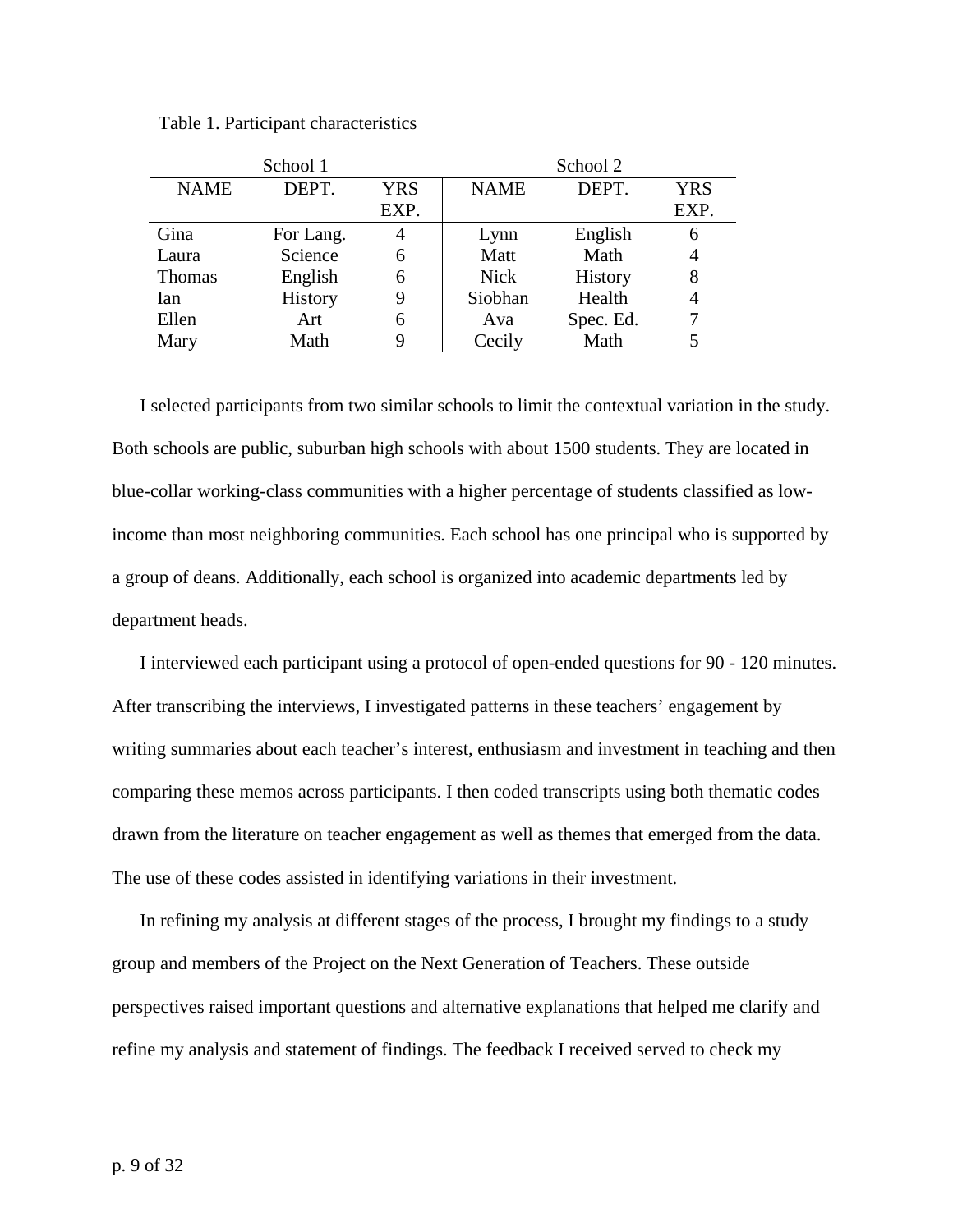Table 1. Participant characteristics

| School 1 | | | School 2 | | |
|---|---|---|---|---|---|
| NAME | DEPT. | YRS EXP. | NAME | DEPT. | YRS EXP. |
| Gina | For Lang. | 4 | Lynn | English | 6 |
| Laura | Science | 6 | Matt | Math | 4 |
| Thomas | English | 6 | Nick | History | 8 |
| Ian | History | 9 | Siobhan | Health | 4 |
| Ellen | Art | 6 | Ava | Spec. Ed. | 7 |
| Mary | Math | 9 | Cecily | Math | 5 |

I selected participants from two similar schools to limit the contextual variation in the study. Both schools are public, suburban high schools with about 1500 students. They are located in blue-collar working-class communities with a higher percentage of students classified as low-income than most neighboring communities. Each school has one principal who is supported by a group of deans. Additionally, each school is organized into academic departments led by department heads.

I interviewed each participant using a protocol of open-ended questions for 90 - 120 minutes. After transcribing the interviews, I investigated patterns in these teachers' engagement by writing summaries about each teacher's interest, enthusiasm and investment in teaching and then comparing these memos across participants. I then coded transcripts using both thematic codes drawn from the literature on teacher engagement as well as themes that emerged from the data. The use of these codes assisted in identifying variations in their investment.

In refining my analysis at different stages of the process, I brought my findings to a study group and members of the Project on the Next Generation of Teachers. These outside perspectives raised important questions and alternative explanations that helped me clarify and refine my analysis and statement of findings. The feedback I received served to check my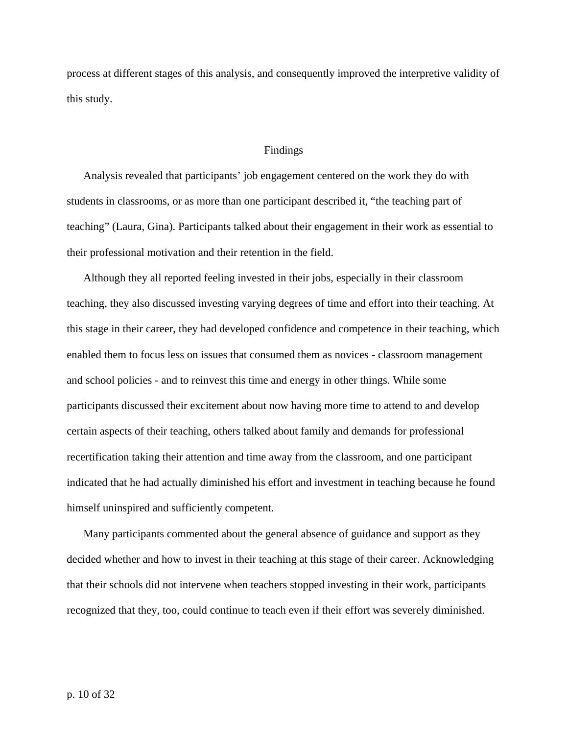process at different stages of this analysis, and consequently improved the interpretive validity of this study.

## Findings

Analysis revealed that participants' job engagement centered on the work they do with students in classrooms, or as more than one participant described it, "the teaching part of teaching" (Laura, Gina). Participants talked about their engagement in their work as essential to their professional motivation and their retention in the field.

Although they all reported feeling invested in their jobs, especially in their classroom teaching, they also discussed investing varying degrees of time and effort into their teaching. At this stage in their career, they had developed confidence and competence in their teaching, which enabled them to focus less on issues that consumed them as novices - classroom management and school policies - and to reinvest this time and energy in other things. While some participants discussed their excitement about now having more time to attend to and develop certain aspects of their teaching, others talked about family and demands for professional recertification taking their attention and time away from the classroom, and one participant indicated that he had actually diminished his effort and investment in teaching because he found himself uninspired and sufficiently competent.

Many participants commented about the general absence of guidance and support as they decided whether and how to invest in their teaching at this stage of their career. Acknowledging that their schools did not intervene when teachers stopped investing in their work, participants recognized that they, too, could continue to teach even if their effort was severely diminished.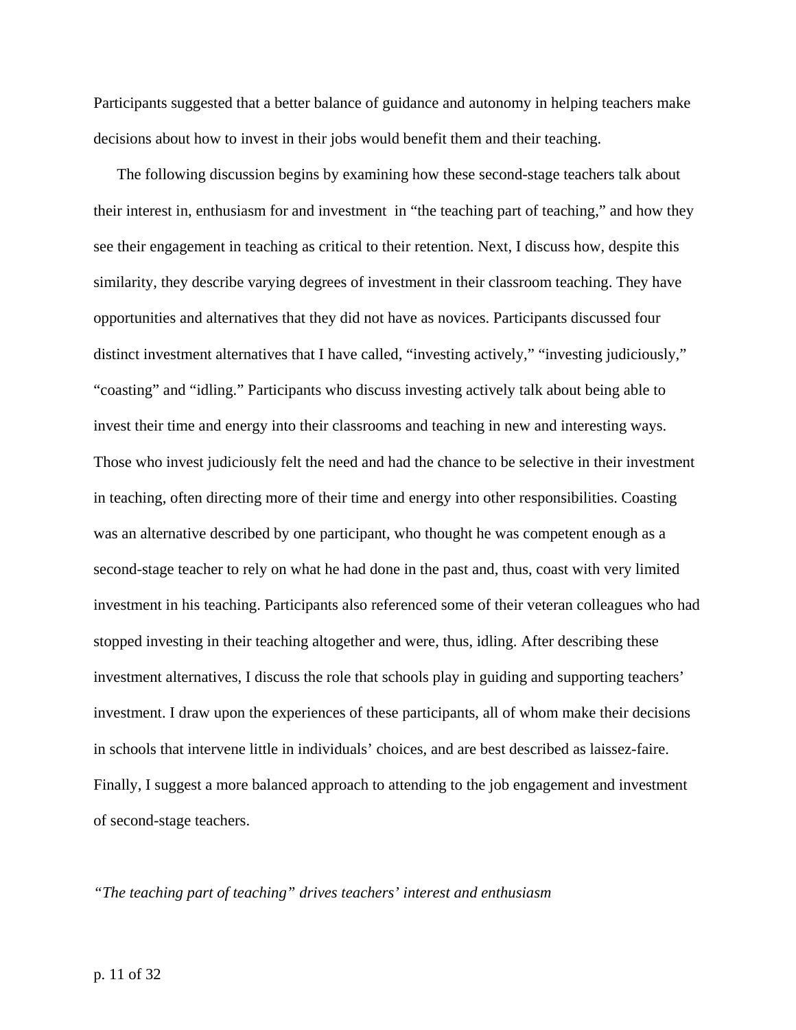Participants suggested that a better balance of guidance and autonomy in helping teachers make decisions about how to invest in their jobs would benefit them and their teaching.

The following discussion begins by examining how these second-stage teachers talk about their interest in, enthusiasm for and investment in "the teaching part of teaching," and how they see their engagement in teaching as critical to their retention. Next, I discuss how, despite this similarity, they describe varying degrees of investment in their classroom teaching. They have opportunities and alternatives that they did not have as novices. Participants discussed four distinct investment alternatives that I have called, "investing actively," "investing judiciously," "coasting" and "idling." Participants who discuss investing actively talk about being able to invest their time and energy into their classrooms and teaching in new and interesting ways. Those who invest judiciously felt the need and had the chance to be selective in their investment in teaching, often directing more of their time and energy into other responsibilities. Coasting was an alternative described by one participant, who thought he was competent enough as a second-stage teacher to rely on what he had done in the past and, thus, coast with very limited investment in his teaching. Participants also referenced some of their veteran colleagues who had stopped investing in their teaching altogether and were, thus, idling. After describing these investment alternatives, I discuss the role that schools play in guiding and supporting teachers' investment. I draw upon the experiences of these participants, all of whom make their decisions in schools that intervene little in individuals' choices, and are best described as laissez-faire. Finally, I suggest a more balanced approach to attending to the job engagement and investment of second-stage teachers.

*"The teaching part of teaching" drives teachers' interest and enthusiasm*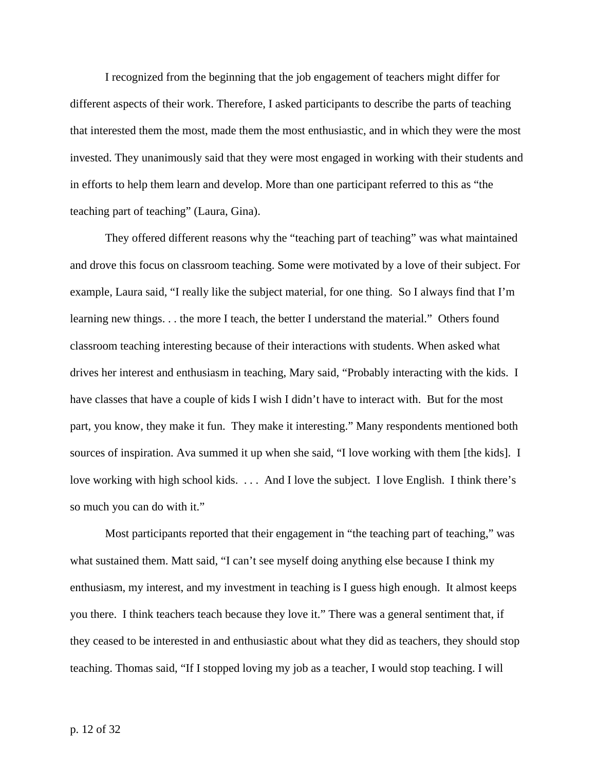I recognized from the beginning that the job engagement of teachers might differ for different aspects of their work. Therefore, I asked participants to describe the parts of teaching that interested them the most, made them the most enthusiastic, and in which they were the most invested. They unanimously said that they were most engaged in working with their students and in efforts to help them learn and develop. More than one participant referred to this as "the teaching part of teaching" (Laura, Gina).

They offered different reasons why the "teaching part of teaching" was what maintained and drove this focus on classroom teaching. Some were motivated by a love of their subject. For example, Laura said, "I really like the subject material, for one thing. So I always find that I'm learning new things. . . the more I teach, the better I understand the material." Others found classroom teaching interesting because of their interactions with students. When asked what drives her interest and enthusiasm in teaching, Mary said, "Probably interacting with the kids. I have classes that have a couple of kids I wish I didn't have to interact with. But for the most part, you know, they make it fun. They make it interesting." Many respondents mentioned both sources of inspiration. Ava summed it up when she said, "I love working with them [the kids]. I love working with high school kids. . . . And I love the subject. I love English. I think there's so much you can do with it."

Most participants reported that their engagement in "the teaching part of teaching," was what sustained them. Matt said, "I can't see myself doing anything else because I think my enthusiasm, my interest, and my investment in teaching is I guess high enough. It almost keeps you there. I think teachers teach because they love it." There was a general sentiment that, if they ceased to be interested in and enthusiastic about what they did as teachers, they should stop teaching. Thomas said, "If I stopped loving my job as a teacher, I would stop teaching. I will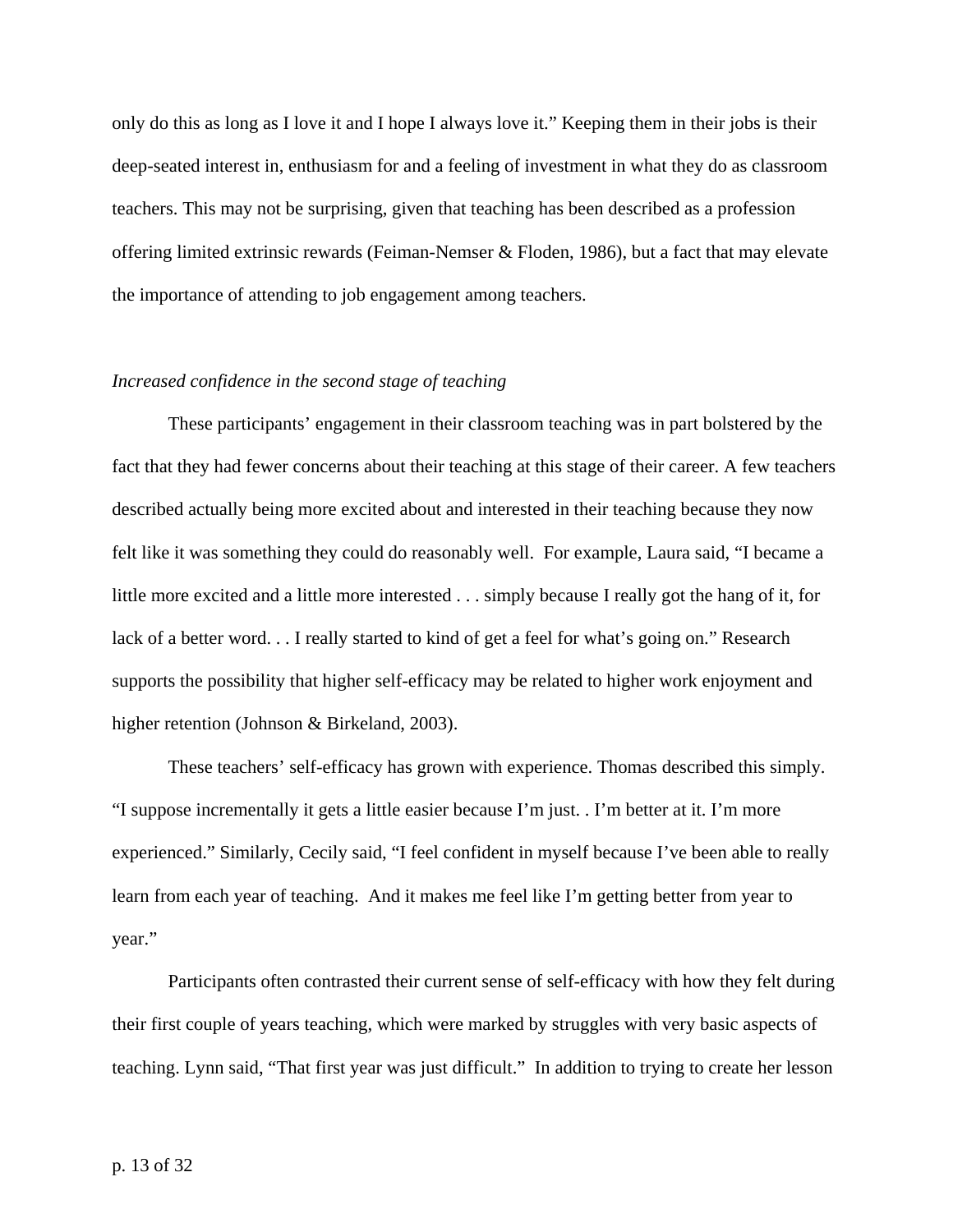only do this as long as I love it and I hope I always love it." Keeping them in their jobs is their deep-seated interest in, enthusiasm for and a feeling of investment in what they do as classroom teachers. This may not be surprising, given that teaching has been described as a profession offering limited extrinsic rewards (Feiman-Nemser & Floden, 1986), but a fact that may elevate the importance of attending to job engagement among teachers.

*Increased confidence in the second stage of teaching*

These participants' engagement in their classroom teaching was in part bolstered by the fact that they had fewer concerns about their teaching at this stage of their career. A few teachers described actually being more excited about and interested in their teaching because they now felt like it was something they could do reasonably well. For example, Laura said, "I became a little more excited and a little more interested . . . simply because I really got the hang of it, for lack of a better word. . . I really started to kind of get a feel for what's going on." Research supports the possibility that higher self-efficacy may be related to higher work enjoyment and higher retention (Johnson & Birkeland, 2003).

These teachers' self-efficacy has grown with experience. Thomas described this simply. "I suppose incrementally it gets a little easier because I'm just. . I'm better at it. I'm more experienced." Similarly, Cecily said, "I feel confident in myself because I've been able to really learn from each year of teaching. And it makes me feel like I'm getting better from year to year."

Participants often contrasted their current sense of self-efficacy with how they felt during their first couple of years teaching, which were marked by struggles with very basic aspects of teaching. Lynn said, "That first year was just difficult." In addition to trying to create her lesson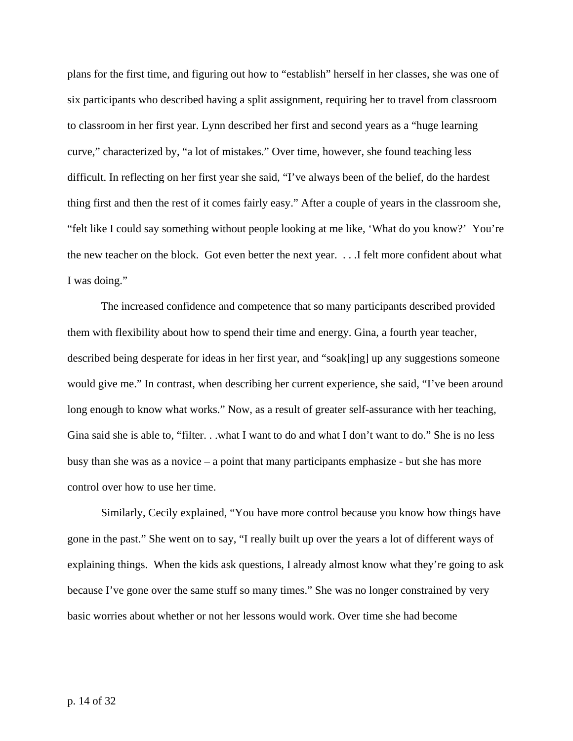plans for the first time, and figuring out how to "establish" herself in her classes, she was one of six participants who described having a split assignment, requiring her to travel from classroom to classroom in her first year. Lynn described her first and second years as a "huge learning curve," characterized by, "a lot of mistakes." Over time, however, she found teaching less difficult. In reflecting on her first year she said, "I've always been of the belief, do the hardest thing first and then the rest of it comes fairly easy." After a couple of years in the classroom she, "felt like I could say something without people looking at me like, 'What do you know?' You're the new teacher on the block. Got even better the next year. . . .I felt more confident about what I was doing."

The increased confidence and competence that so many participants described provided them with flexibility about how to spend their time and energy. Gina, a fourth year teacher, described being desperate for ideas in her first year, and "soak[ing] up any suggestions someone would give me." In contrast, when describing her current experience, she said, "I've been around long enough to know what works." Now, as a result of greater self-assurance with her teaching, Gina said she is able to, "filter. . .what I want to do and what I don't want to do." She is no less busy than she was as a novice – a point that many participants emphasize - but she has more control over how to use her time.

Similarly, Cecily explained, "You have more control because you know how things have gone in the past." She went on to say, "I really built up over the years a lot of different ways of explaining things. When the kids ask questions, I already almost know what they're going to ask because I've gone over the same stuff so many times." She was no longer constrained by very basic worries about whether or not her lessons would work. Over time she had become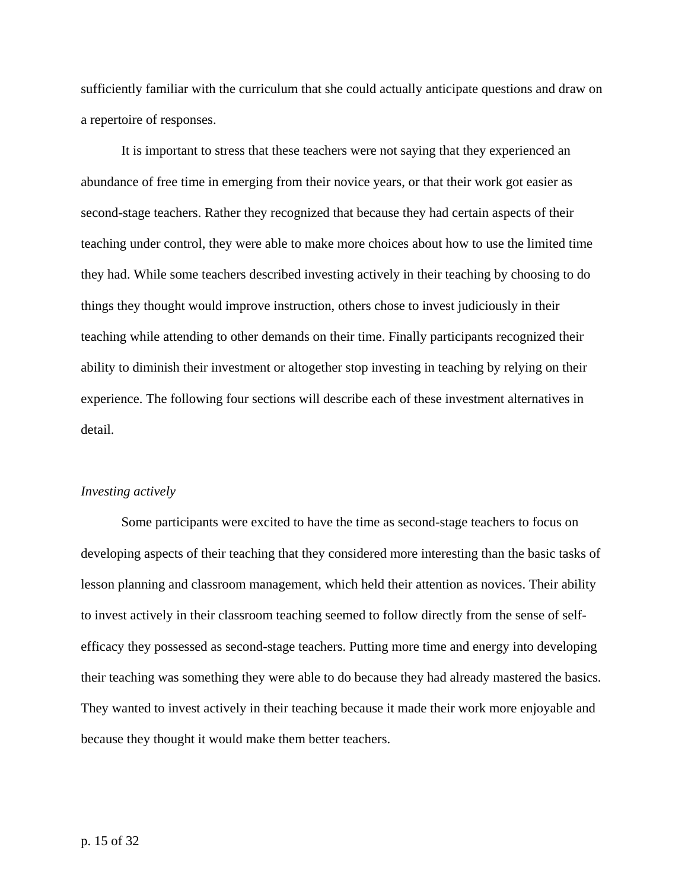sufficiently familiar with the curriculum that she could actually anticipate questions and draw on a repertoire of responses.

It is important to stress that these teachers were not saying that they experienced an abundance of free time in emerging from their novice years, or that their work got easier as second-stage teachers. Rather they recognized that because they had certain aspects of their teaching under control, they were able to make more choices about how to use the limited time they had. While some teachers described investing actively in their teaching by choosing to do things they thought would improve instruction, others chose to invest judiciously in their teaching while attending to other demands on their time. Finally participants recognized their ability to diminish their investment or altogether stop investing in teaching by relying on their experience. The following four sections will describe each of these investment alternatives in detail.

*Investing actively*

Some participants were excited to have the time as second-stage teachers to focus on developing aspects of their teaching that they considered more interesting than the basic tasks of lesson planning and classroom management, which held their attention as novices. Their ability to invest actively in their classroom teaching seemed to follow directly from the sense of self-efficacy they possessed as second-stage teachers. Putting more time and energy into developing their teaching was something they were able to do because they had already mastered the basics. They wanted to invest actively in their teaching because it made their work more enjoyable and because they thought it would make them better teachers.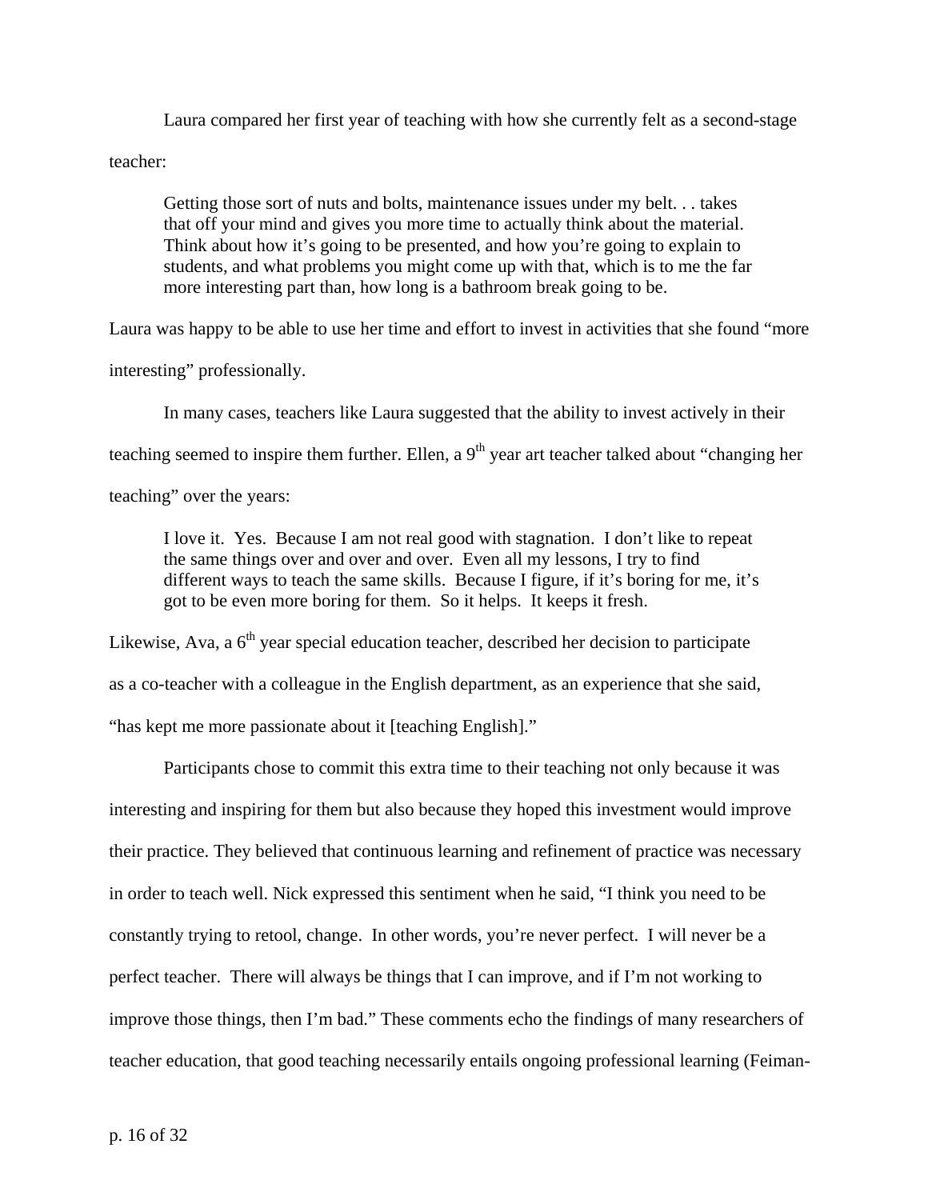Laura compared her first year of teaching with how she currently felt as a second-stage teacher:

> Getting those sort of nuts and bolts, maintenance issues under my belt. . . takes that off your mind and gives you more time to actually think about the material. Think about how it's going to be presented, and how you're going to explain to students, and what problems you might come up with that, which is to me the far more interesting part than, how long is a bathroom break going to be.

Laura was happy to be able to use her time and effort to invest in activities that she found "more interesting" professionally.

In many cases, teachers like Laura suggested that the ability to invest actively in their teaching seemed to inspire them further. Ellen, a 9th year art teacher talked about "changing her teaching" over the years:

> I love it. Yes. Because I am not real good with stagnation. I don't like to repeat the same things over and over and over. Even all my lessons, I try to find different ways to teach the same skills. Because I figure, if it's boring for me, it's got to be even more boring for them. So it helps. It keeps it fresh.

Likewise, Ava, a 6th year special education teacher, described her decision to participate as a co-teacher with a colleague in the English department, as an experience that she said, "has kept me more passionate about it [teaching English]."

Participants chose to commit this extra time to their teaching not only because it was interesting and inspiring for them but also because they hoped this investment would improve their practice. They believed that continuous learning and refinement of practice was necessary in order to teach well. Nick expressed this sentiment when he said, "I think you need to be constantly trying to retool, change. In other words, you're never perfect. I will never be a perfect teacher. There will always be things that I can improve, and if I'm not working to improve those things, then I'm bad." These comments echo the findings of many researchers of teacher education, that good teaching necessarily entails ongoing professional learning (Feiman-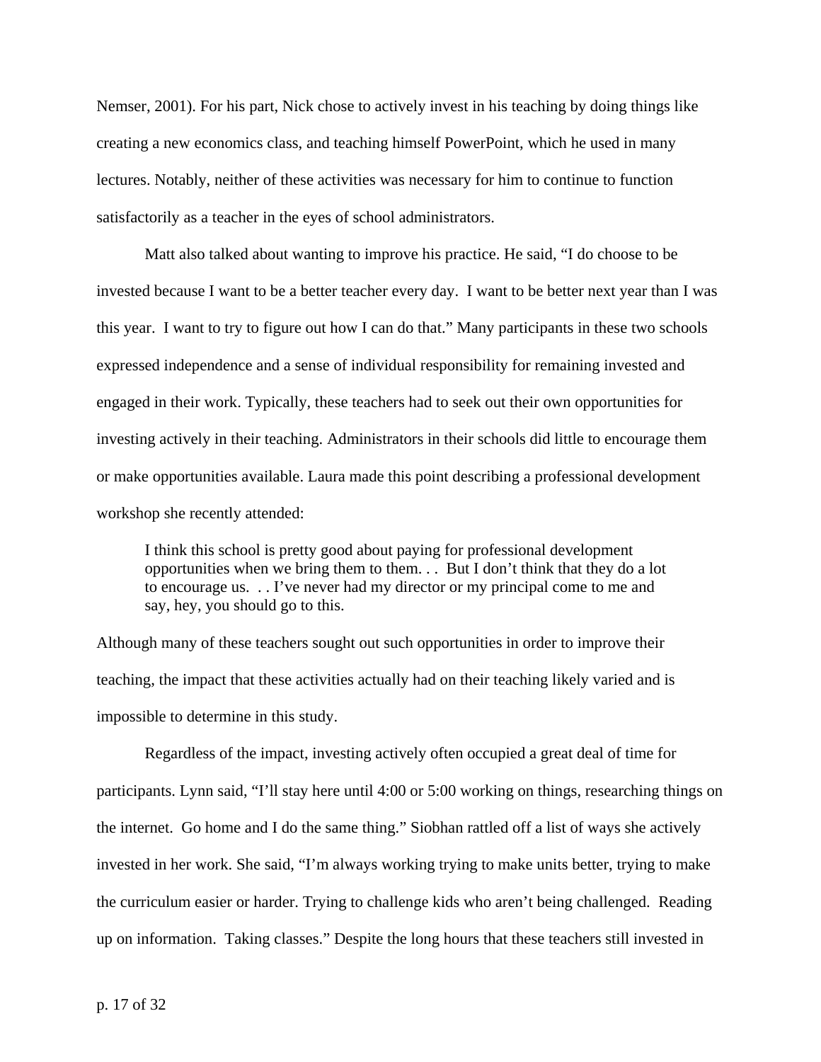Nemser, 2001). For his part, Nick chose to actively invest in his teaching by doing things like creating a new economics class, and teaching himself PowerPoint, which he used in many lectures. Notably, neither of these activities was necessary for him to continue to function satisfactorily as a teacher in the eyes of school administrators.

Matt also talked about wanting to improve his practice. He said, "I do choose to be invested because I want to be a better teacher every day. I want to be better next year than I was this year. I want to try to figure out how I can do that." Many participants in these two schools expressed independence and a sense of individual responsibility for remaining invested and engaged in their work. Typically, these teachers had to seek out their own opportunities for investing actively in their teaching. Administrators in their schools did little to encourage them or make opportunities available. Laura made this point describing a professional development workshop she recently attended:

> I think this school is pretty good about paying for professional development opportunities when we bring them to them. . . But I don't think that they do a lot to encourage us. . . I've never had my director or my principal come to me and say, hey, you should go to this.

Although many of these teachers sought out such opportunities in order to improve their teaching, the impact that these activities actually had on their teaching likely varied and is impossible to determine in this study.

Regardless of the impact, investing actively often occupied a great deal of time for participants. Lynn said, "I'll stay here until 4:00 or 5:00 working on things, researching things on the internet. Go home and I do the same thing." Siobhan rattled off a list of ways she actively invested in her work. She said, "I'm always working trying to make units better, trying to make the curriculum easier or harder. Trying to challenge kids who aren't being challenged. Reading up on information. Taking classes." Despite the long hours that these teachers still invested in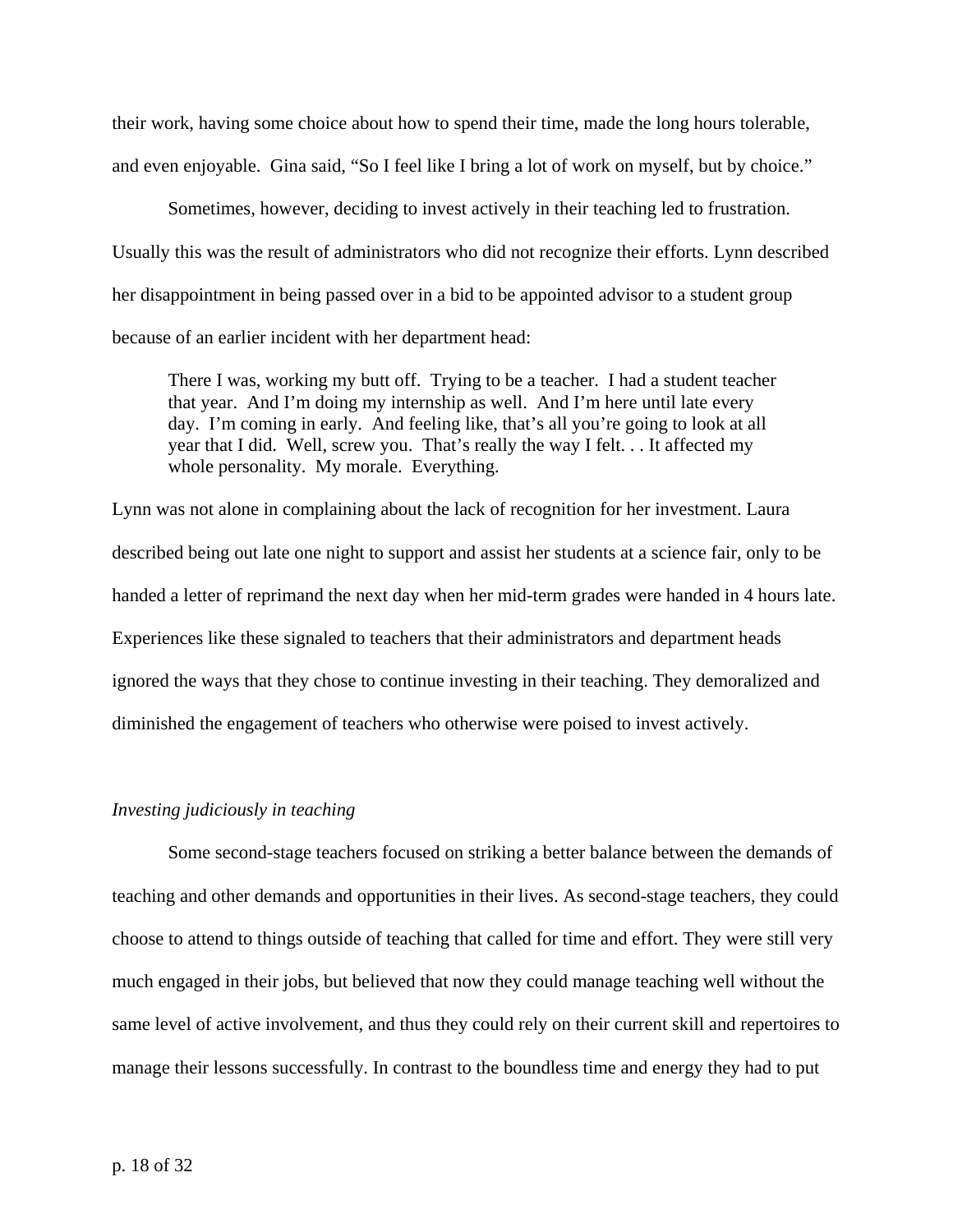their work, having some choice about how to spend their time, made the long hours tolerable, and even enjoyable. Gina said, "So I feel like I bring a lot of work on myself, but by choice."

Sometimes, however, deciding to invest actively in their teaching led to frustration. Usually this was the result of administrators who did not recognize their efforts. Lynn described her disappointment in being passed over in a bid to be appointed advisor to a student group because of an earlier incident with her department head:

> There I was, working my butt off. Trying to be a teacher. I had a student teacher that year. And I'm doing my internship as well. And I'm here until late every day. I'm coming in early. And feeling like, that's all you're going to look at all year that I did. Well, screw you. That's really the way I felt. . . It affected my whole personality. My morale. Everything.

Lynn was not alone in complaining about the lack of recognition for her investment. Laura described being out late one night to support and assist her students at a science fair, only to be handed a letter of reprimand the next day when her mid-term grades were handed in 4 hours late. Experiences like these signaled to teachers that their administrators and department heads ignored the ways that they chose to continue investing in their teaching. They demoralized and diminished the engagement of teachers who otherwise were poised to invest actively.

*Investing judiciously in teaching*

Some second-stage teachers focused on striking a better balance between the demands of teaching and other demands and opportunities in their lives. As second-stage teachers, they could choose to attend to things outside of teaching that called for time and effort. They were still very much engaged in their jobs, but believed that now they could manage teaching well without the same level of active involvement, and thus they could rely on their current skill and repertoires to manage their lessons successfully. In contrast to the boundless time and energy they had to put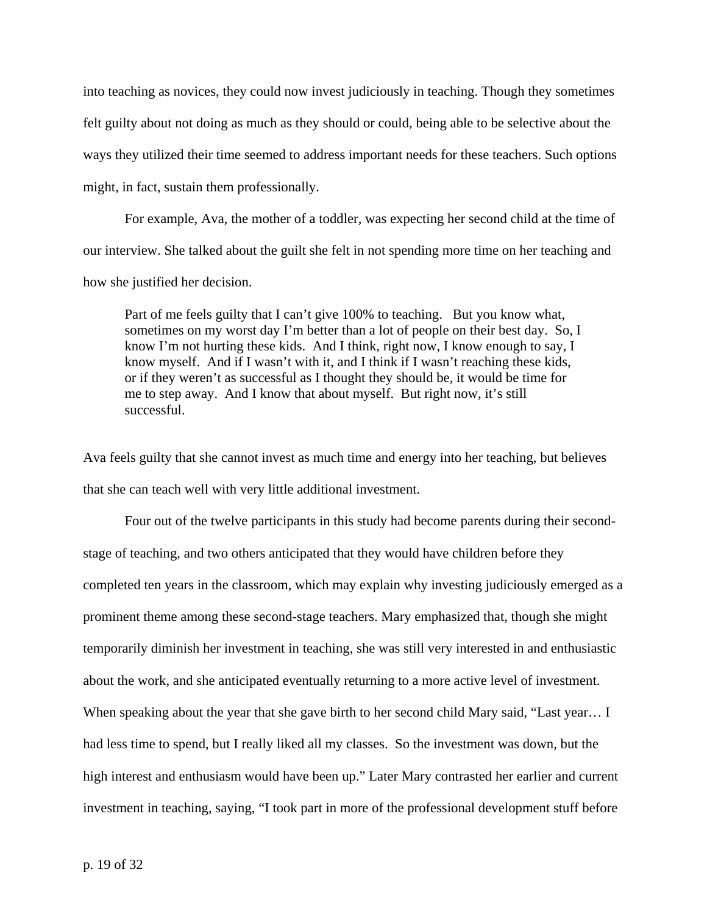into teaching as novices, they could now invest judiciously in teaching. Though they sometimes felt guilty about not doing as much as they should or could, being able to be selective about the ways they utilized their time seemed to address important needs for these teachers. Such options might, in fact, sustain them professionally.

For example, Ava, the mother of a toddler, was expecting her second child at the time of our interview. She talked about the guilt she felt in not spending more time on her teaching and how she justified her decision.

> Part of me feels guilty that I can't give 100% to teaching. But you know what, sometimes on my worst day I'm better than a lot of people on their best day. So, I know I'm not hurting these kids. And I think, right now, I know enough to say, I know myself. And if I wasn't with it, and I think if I wasn't reaching these kids, or if they weren't as successful as I thought they should be, it would be time for me to step away. And I know that about myself. But right now, it's still successful.

Ava feels guilty that she cannot invest as much time and energy into her teaching, but believes that she can teach well with very little additional investment.

Four out of the twelve participants in this study had become parents during their second-stage of teaching, and two others anticipated that they would have children before they completed ten years in the classroom, which may explain why investing judiciously emerged as a prominent theme among these second-stage teachers. Mary emphasized that, though she might temporarily diminish her investment in teaching, she was still very interested in and enthusiastic about the work, and she anticipated eventually returning to a more active level of investment. When speaking about the year that she gave birth to her second child Mary said, "Last year… I had less time to spend, but I really liked all my classes. So the investment was down, but the high interest and enthusiasm would have been up." Later Mary contrasted her earlier and current investment in teaching, saying, "I took part in more of the professional development stuff before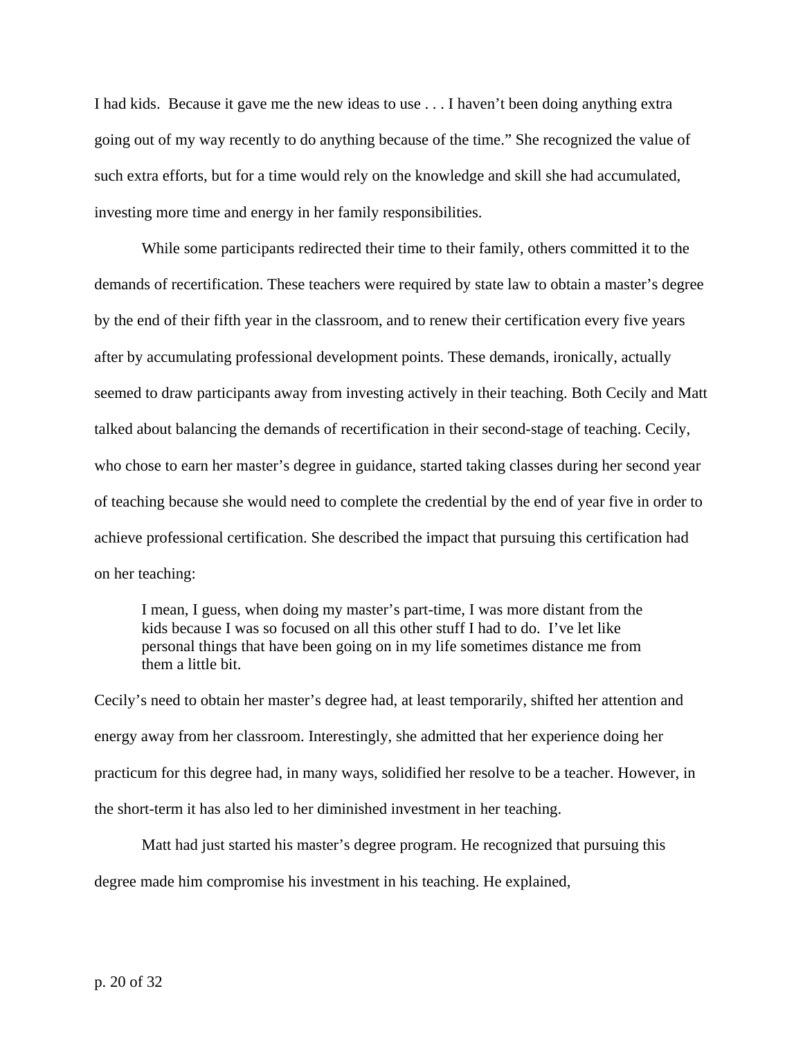I had kids. Because it gave me the new ideas to use . . . I haven't been doing anything extra going out of my way recently to do anything because of the time." She recognized the value of such extra efforts, but for a time would rely on the knowledge and skill she had accumulated, investing more time and energy in her family responsibilities.

While some participants redirected their time to their family, others committed it to the demands of recertification. These teachers were required by state law to obtain a master's degree by the end of their fifth year in the classroom, and to renew their certification every five years after by accumulating professional development points. These demands, ironically, actually seemed to draw participants away from investing actively in their teaching. Both Cecily and Matt talked about balancing the demands of recertification in their second-stage of teaching. Cecily, who chose to earn her master's degree in guidance, started taking classes during her second year of teaching because she would need to complete the credential by the end of year five in order to achieve professional certification. She described the impact that pursuing this certification had on her teaching:

> I mean, I guess, when doing my master's part-time, I was more distant from the kids because I was so focused on all this other stuff I had to do. I've let like personal things that have been going on in my life sometimes distance me from them a little bit.

Cecily's need to obtain her master's degree had, at least temporarily, shifted her attention and energy away from her classroom. Interestingly, she admitted that her experience doing her practicum for this degree had, in many ways, solidified her resolve to be a teacher. However, in the short-term it has also led to her diminished investment in her teaching.

Matt had just started his master's degree program. He recognized that pursuing this degree made him compromise his investment in his teaching. He explained,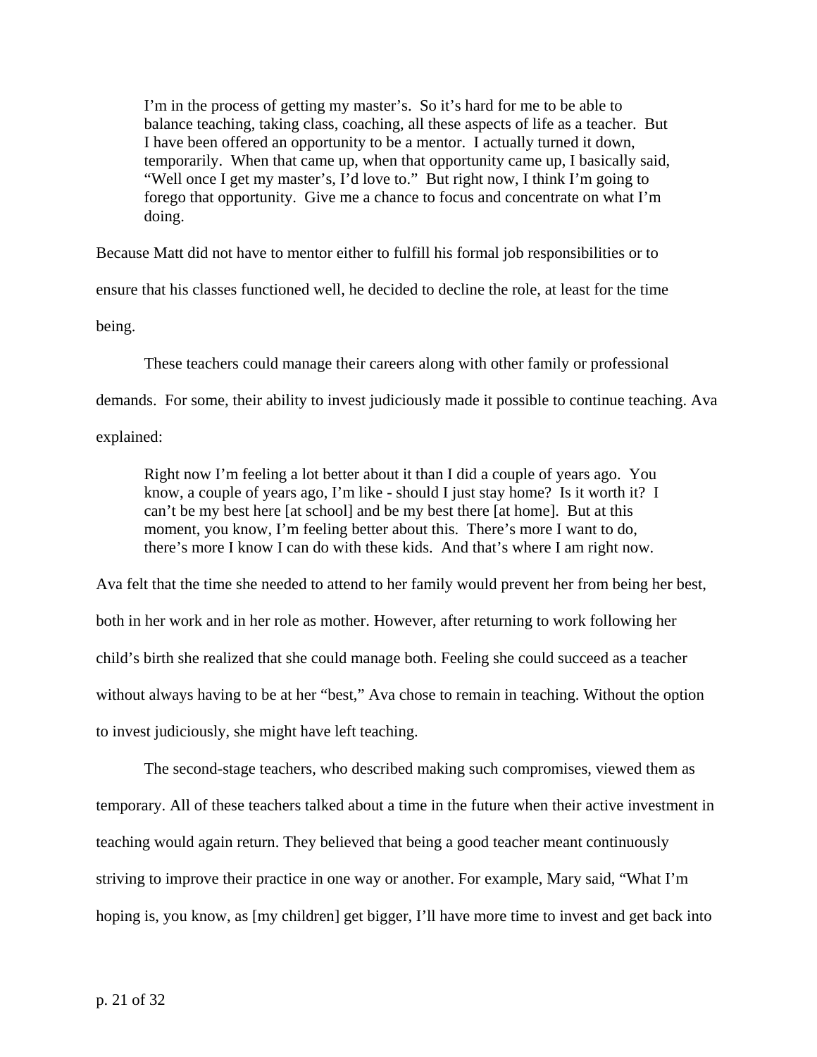> I'm in the process of getting my master's. So it's hard for me to be able to balance teaching, taking class, coaching, all these aspects of life as a teacher. But I have been offered an opportunity to be a mentor. I actually turned it down, temporarily. When that came up, when that opportunity came up, I basically said, "Well once I get my master's, I'd love to." But right now, I think I'm going to forego that opportunity. Give me a chance to focus and concentrate on what I'm doing.

Because Matt did not have to mentor either to fulfill his formal job responsibilities or to ensure that his classes functioned well, he decided to decline the role, at least for the time being.

These teachers could manage their careers along with other family or professional demands. For some, their ability to invest judiciously made it possible to continue teaching. Ava explained:

> Right now I'm feeling a lot better about it than I did a couple of years ago. You know, a couple of years ago, I'm like - should I just stay home? Is it worth it? I can't be my best here [at school] and be my best there [at home]. But at this moment, you know, I'm feeling better about this. There's more I want to do, there's more I know I can do with these kids. And that's where I am right now.

Ava felt that the time she needed to attend to her family would prevent her from being her best, both in her work and in her role as mother. However, after returning to work following her child's birth she realized that she could manage both. Feeling she could succeed as a teacher without always having to be at her "best," Ava chose to remain in teaching. Without the option to invest judiciously, she might have left teaching.

The second-stage teachers, who described making such compromises, viewed them as temporary. All of these teachers talked about a time in the future when their active investment in teaching would again return. They believed that being a good teacher meant continuously striving to improve their practice in one way or another. For example, Mary said, "What I'm hoping is, you know, as [my children] get bigger, I'll have more time to invest and get back into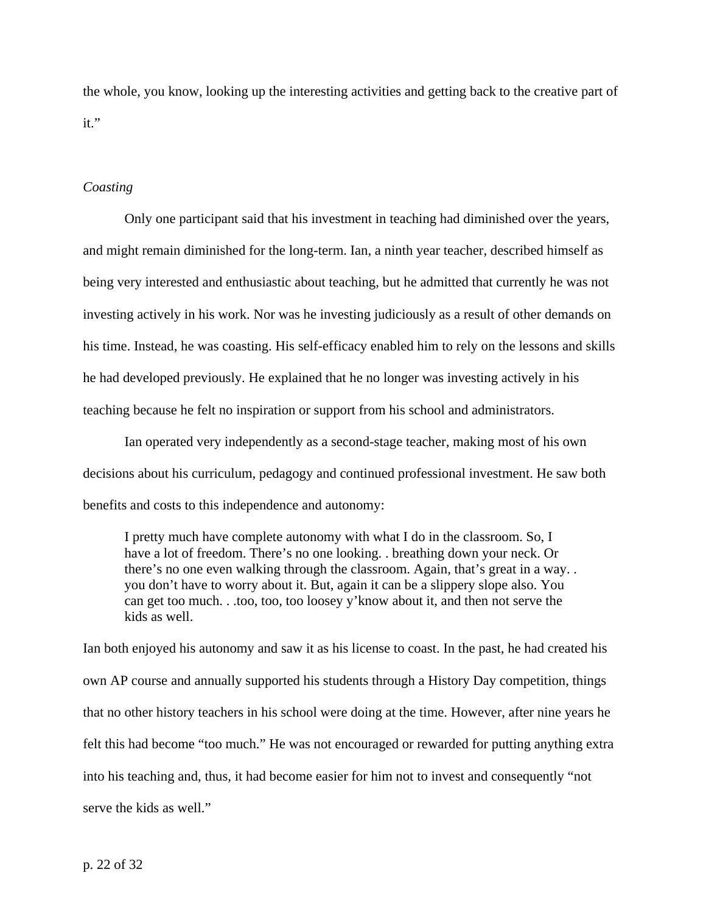the whole, you know, looking up the interesting activities and getting back to the creative part of it."

*Coasting*

Only one participant said that his investment in teaching had diminished over the years, and might remain diminished for the long-term. Ian, a ninth year teacher, described himself as being very interested and enthusiastic about teaching, but he admitted that currently he was not investing actively in his work. Nor was he investing judiciously as a result of other demands on his time. Instead, he was coasting. His self-efficacy enabled him to rely on the lessons and skills he had developed previously. He explained that he no longer was investing actively in his teaching because he felt no inspiration or support from his school and administrators.

Ian operated very independently as a second-stage teacher, making most of his own decisions about his curriculum, pedagogy and continued professional investment. He saw both benefits and costs to this independence and autonomy:

> I pretty much have complete autonomy with what I do in the classroom. So, I have a lot of freedom. There's no one looking. . breathing down your neck. Or there's no one even walking through the classroom. Again, that's great in a way. . you don't have to worry about it. But, again it can be a slippery slope also. You can get too much. . .too, too, too loosey y'know about it, and then not serve the kids as well.

Ian both enjoyed his autonomy and saw it as his license to coast. In the past, he had created his own AP course and annually supported his students through a History Day competition, things that no other history teachers in his school were doing at the time. However, after nine years he felt this had become "too much." He was not encouraged or rewarded for putting anything extra into his teaching and, thus, it had become easier for him not to invest and consequently "not serve the kids as well."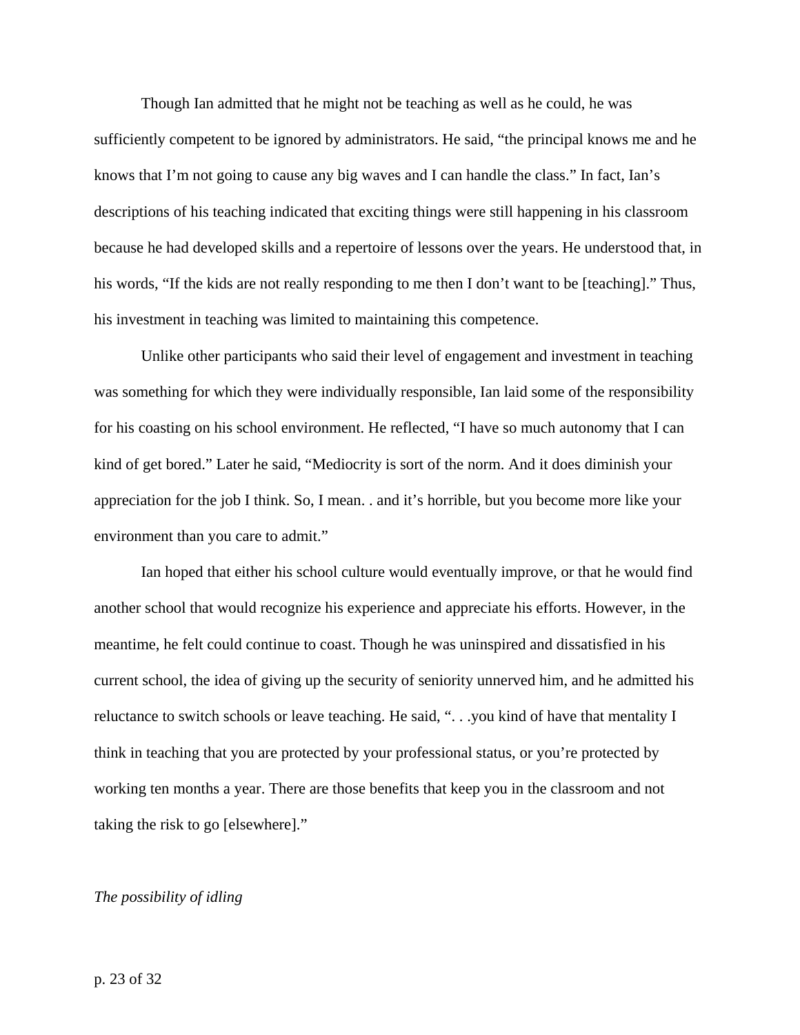Though Ian admitted that he might not be teaching as well as he could, he was sufficiently competent to be ignored by administrators. He said, "the principal knows me and he knows that I'm not going to cause any big waves and I can handle the class." In fact, Ian's descriptions of his teaching indicated that exciting things were still happening in his classroom because he had developed skills and a repertoire of lessons over the years. He understood that, in his words, "If the kids are not really responding to me then I don't want to be [teaching]." Thus, his investment in teaching was limited to maintaining this competence.

Unlike other participants who said their level of engagement and investment in teaching was something for which they were individually responsible, Ian laid some of the responsibility for his coasting on his school environment. He reflected, "I have so much autonomy that I can kind of get bored." Later he said, "Mediocrity is sort of the norm. And it does diminish your appreciation for the job I think. So, I mean. . and it's horrible, but you become more like your environment than you care to admit."

Ian hoped that either his school culture would eventually improve, or that he would find another school that would recognize his experience and appreciate his efforts. However, in the meantime, he felt could continue to coast. Though he was uninspired and dissatisfied in his current school, the idea of giving up the security of seniority unnerved him, and he admitted his reluctance to switch schools or leave teaching. He said, ". . .you kind of have that mentality I think in teaching that you are protected by your professional status, or you're protected by working ten months a year. There are those benefits that keep you in the classroom and not taking the risk to go [elsewhere]."

*The possibility of idling*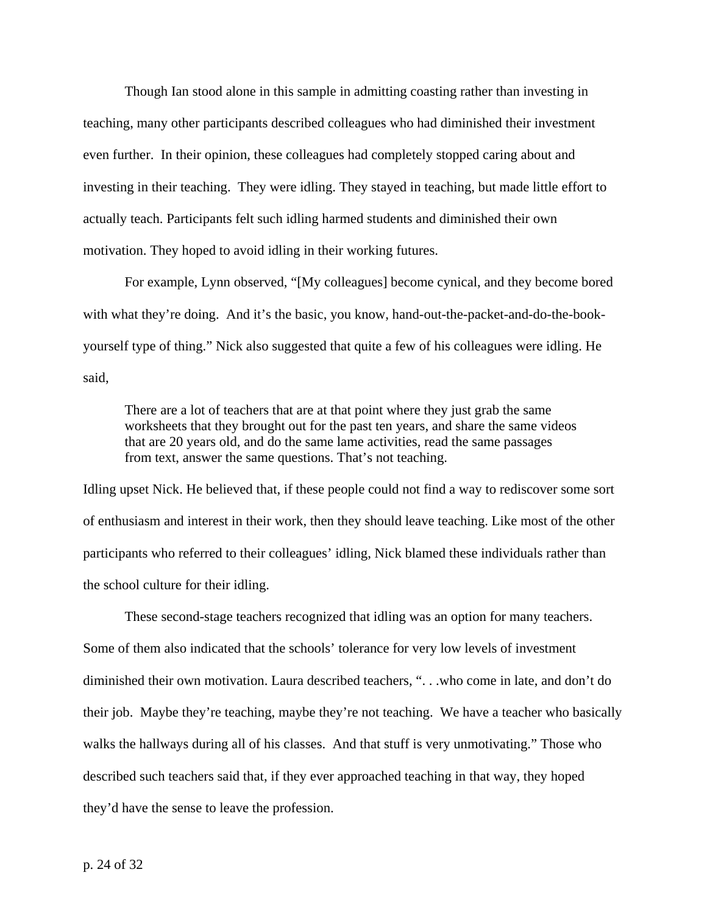Though Ian stood alone in this sample in admitting coasting rather than investing in teaching, many other participants described colleagues who had diminished their investment even further. In their opinion, these colleagues had completely stopped caring about and investing in their teaching. They were idling. They stayed in teaching, but made little effort to actually teach. Participants felt such idling harmed students and diminished their own motivation. They hoped to avoid idling in their working futures.

For example, Lynn observed, "[My colleagues] become cynical, and they become bored with what they're doing. And it's the basic, you know, hand-out-the-packet-and-do-the-book-yourself type of thing." Nick also suggested that quite a few of his colleagues were idling. He said,

> There are a lot of teachers that are at that point where they just grab the same worksheets that they brought out for the past ten years, and share the same videos that are 20 years old, and do the same lame activities, read the same passages from text, answer the same questions. That's not teaching.

Idling upset Nick. He believed that, if these people could not find a way to rediscover some sort of enthusiasm and interest in their work, then they should leave teaching. Like most of the other participants who referred to their colleagues' idling, Nick blamed these individuals rather than the school culture for their idling.

These second-stage teachers recognized that idling was an option for many teachers. Some of them also indicated that the schools' tolerance for very low levels of investment diminished their own motivation. Laura described teachers, ". . .who come in late, and don't do their job. Maybe they're teaching, maybe they're not teaching. We have a teacher who basically walks the hallways during all of his classes. And that stuff is very unmotivating." Those who described such teachers said that, if they ever approached teaching in that way, they hoped they'd have the sense to leave the profession.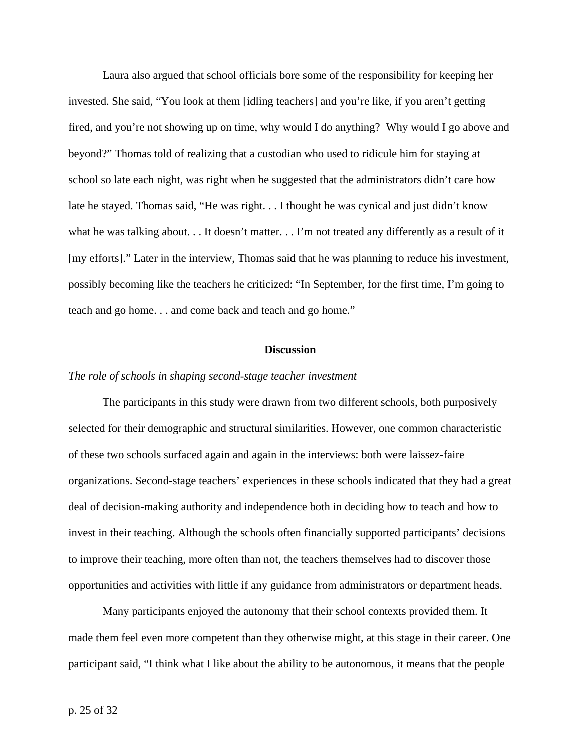Laura also argued that school officials bore some of the responsibility for keeping her invested. She said, "You look at them [idling teachers] and you're like, if you aren't getting fired, and you're not showing up on time, why would I do anything? Why would I go above and beyond?" Thomas told of realizing that a custodian who used to ridicule him for staying at school so late each night, was right when he suggested that the administrators didn't care how late he stayed. Thomas said, "He was right. . . I thought he was cynical and just didn't know what he was talking about. . . It doesn't matter. . . I'm not treated any differently as a result of it [my efforts]." Later in the interview, Thomas said that he was planning to reduce his investment, possibly becoming like the teachers he criticized: "In September, for the first time, I'm going to teach and go home. . . and come back and teach and go home."

## Discussion

### *The role of schools in shaping second-stage teacher investment*

The participants in this study were drawn from two different schools, both purposively selected for their demographic and structural similarities. However, one common characteristic of these two schools surfaced again and again in the interviews: both were laissez-faire organizations. Second-stage teachers' experiences in these schools indicated that they had a great deal of decision-making authority and independence both in deciding how to teach and how to invest in their teaching. Although the schools often financially supported participants' decisions to improve their teaching, more often than not, the teachers themselves had to discover those opportunities and activities with little if any guidance from administrators or department heads.

Many participants enjoyed the autonomy that their school contexts provided them. It made them feel even more competent than they otherwise might, at this stage in their career. One participant said, "I think what I like about the ability to be autonomous, it means that the people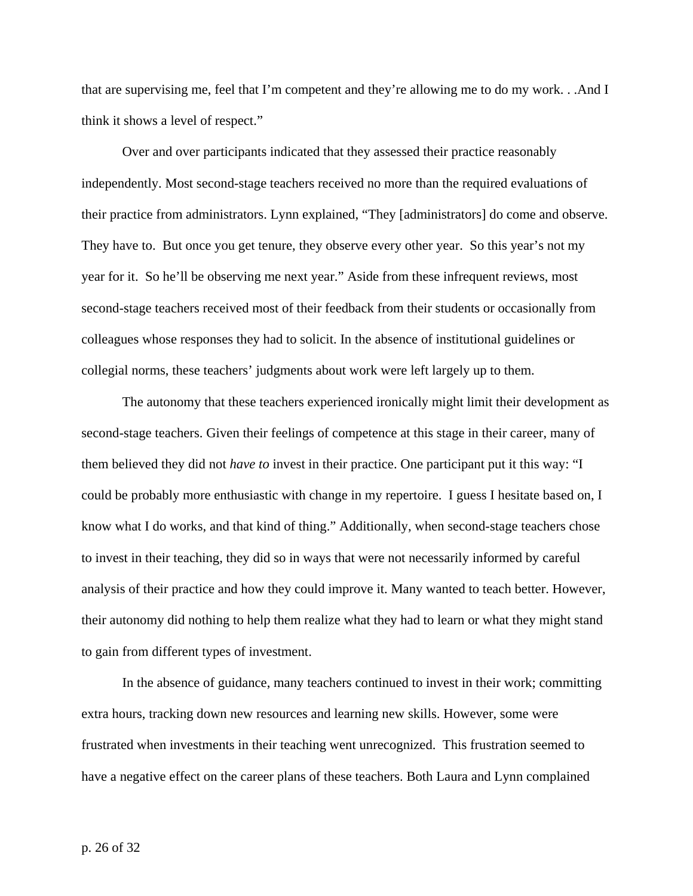that are supervising me, feel that I'm competent and they're allowing me to do my work. . .And I think it shows a level of respect."

Over and over participants indicated that they assessed their practice reasonably independently. Most second-stage teachers received no more than the required evaluations of their practice from administrators. Lynn explained, "They [administrators] do come and observe. They have to. But once you get tenure, they observe every other year. So this year's not my year for it. So he'll be observing me next year." Aside from these infrequent reviews, most second-stage teachers received most of their feedback from their students or occasionally from colleagues whose responses they had to solicit. In the absence of institutional guidelines or collegial norms, these teachers' judgments about work were left largely up to them.

The autonomy that these teachers experienced ironically might limit their development as second-stage teachers. Given their feelings of competence at this stage in their career, many of them believed they did not *have to* invest in their practice. One participant put it this way: "I could be probably more enthusiastic with change in my repertoire. I guess I hesitate based on, I know what I do works, and that kind of thing." Additionally, when second-stage teachers chose to invest in their teaching, they did so in ways that were not necessarily informed by careful analysis of their practice and how they could improve it. Many wanted to teach better. However, their autonomy did nothing to help them realize what they had to learn or what they might stand to gain from different types of investment.

In the absence of guidance, many teachers continued to invest in their work; committing extra hours, tracking down new resources and learning new skills. However, some were frustrated when investments in their teaching went unrecognized. This frustration seemed to have a negative effect on the career plans of these teachers. Both Laura and Lynn complained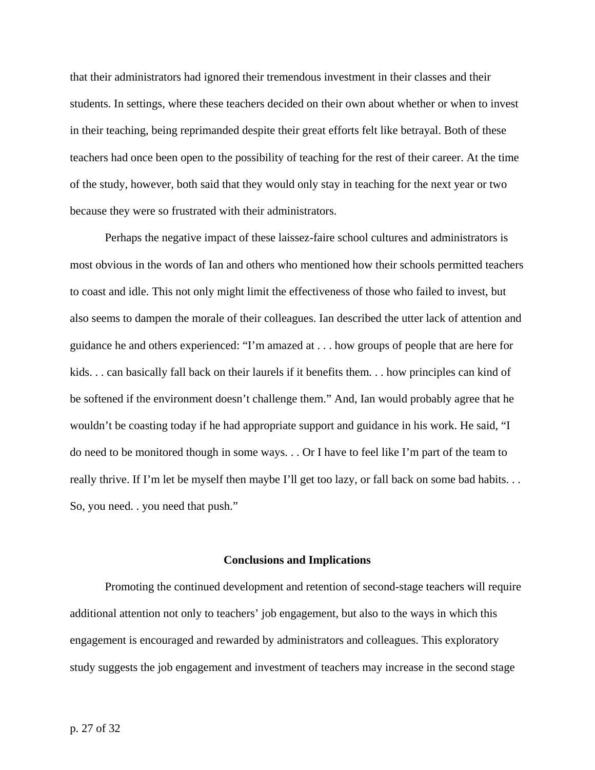that their administrators had ignored their tremendous investment in their classes and their students. In settings, where these teachers decided on their own about whether or when to invest in their teaching, being reprimanded despite their great efforts felt like betrayal. Both of these teachers had once been open to the possibility of teaching for the rest of their career. At the time of the study, however, both said that they would only stay in teaching for the next year or two because they were so frustrated with their administrators.

Perhaps the negative impact of these laissez-faire school cultures and administrators is most obvious in the words of Ian and others who mentioned how their schools permitted teachers to coast and idle. This not only might limit the effectiveness of those who failed to invest, but also seems to dampen the morale of their colleagues. Ian described the utter lack of attention and guidance he and others experienced: "I'm amazed at . . . how groups of people that are here for kids. . . can basically fall back on their laurels if it benefits them. . . how principles can kind of be softened if the environment doesn't challenge them." And, Ian would probably agree that he wouldn't be coasting today if he had appropriate support and guidance in his work. He said, "I do need to be monitored though in some ways. . . Or I have to feel like I'm part of the team to really thrive. If I'm let be myself then maybe I'll get too lazy, or fall back on some bad habits. . . So, you need. . you need that push."

## Conclusions and Implications

Promoting the continued development and retention of second-stage teachers will require additional attention not only to teachers' job engagement, but also to the ways in which this engagement is encouraged and rewarded by administrators and colleagues. This exploratory study suggests the job engagement and investment of teachers may increase in the second stage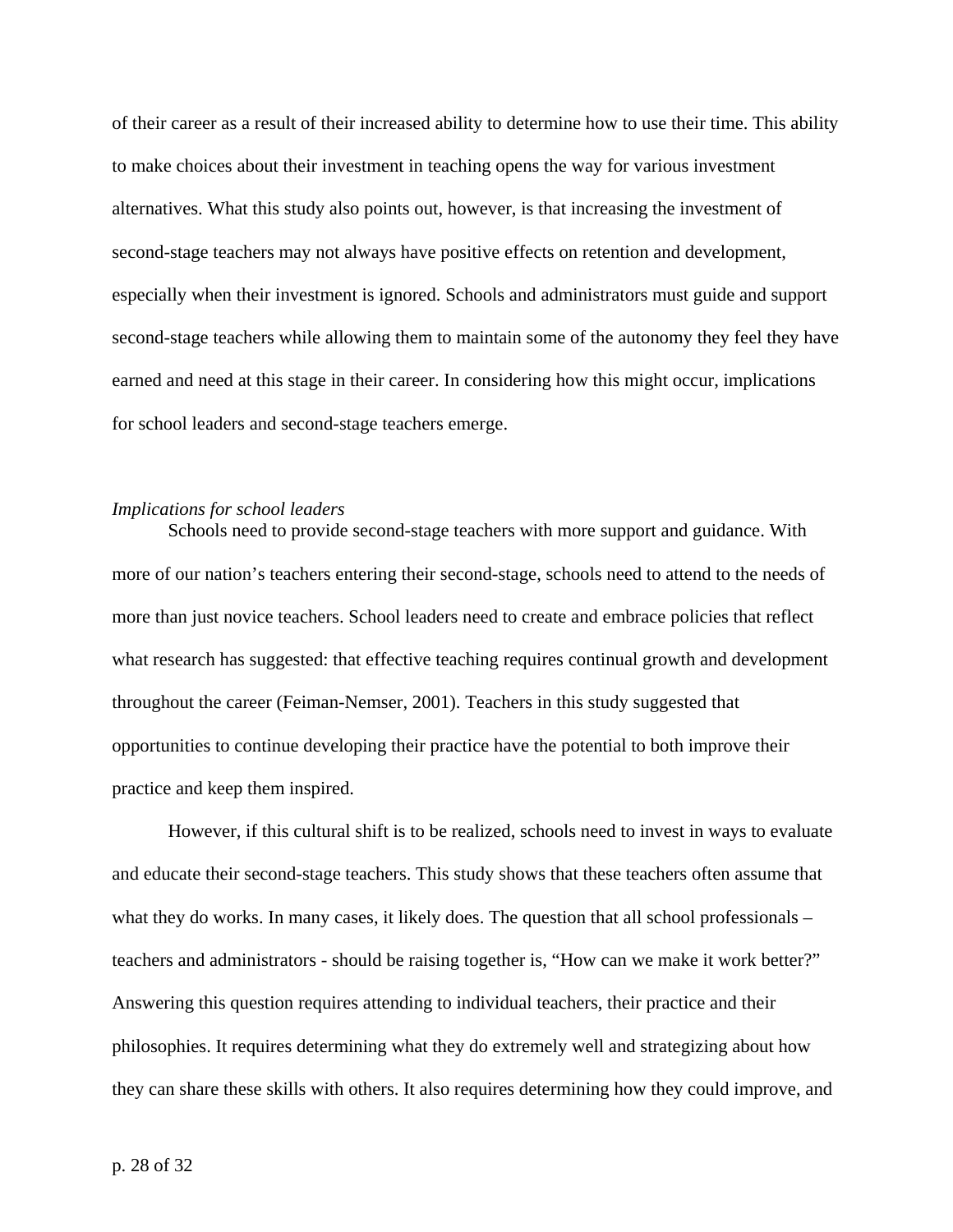of their career as a result of their increased ability to determine how to use their time. This ability to make choices about their investment in teaching opens the way for various investment alternatives. What this study also points out, however, is that increasing the investment of second-stage teachers may not always have positive effects on retention and development, especially when their investment is ignored. Schools and administrators must guide and support second-stage teachers while allowing them to maintain some of the autonomy they feel they have earned and need at this stage in their career. In considering how this might occur, implications for school leaders and second-stage teachers emerge.

*Implications for school leaders*

Schools need to provide second-stage teachers with more support and guidance. With more of our nation's teachers entering their second-stage, schools need to attend to the needs of more than just novice teachers. School leaders need to create and embrace policies that reflect what research has suggested: that effective teaching requires continual growth and development throughout the career (Feiman-Nemser, 2001). Teachers in this study suggested that opportunities to continue developing their practice have the potential to both improve their practice and keep them inspired.

However, if this cultural shift is to be realized, schools need to invest in ways to evaluate and educate their second-stage teachers. This study shows that these teachers often assume that what they do works. In many cases, it likely does. The question that all school professionals – teachers and administrators - should be raising together is, "How can we make it work better?" Answering this question requires attending to individual teachers, their practice and their philosophies. It requires determining what they do extremely well and strategizing about how they can share these skills with others. It also requires determining how they could improve, and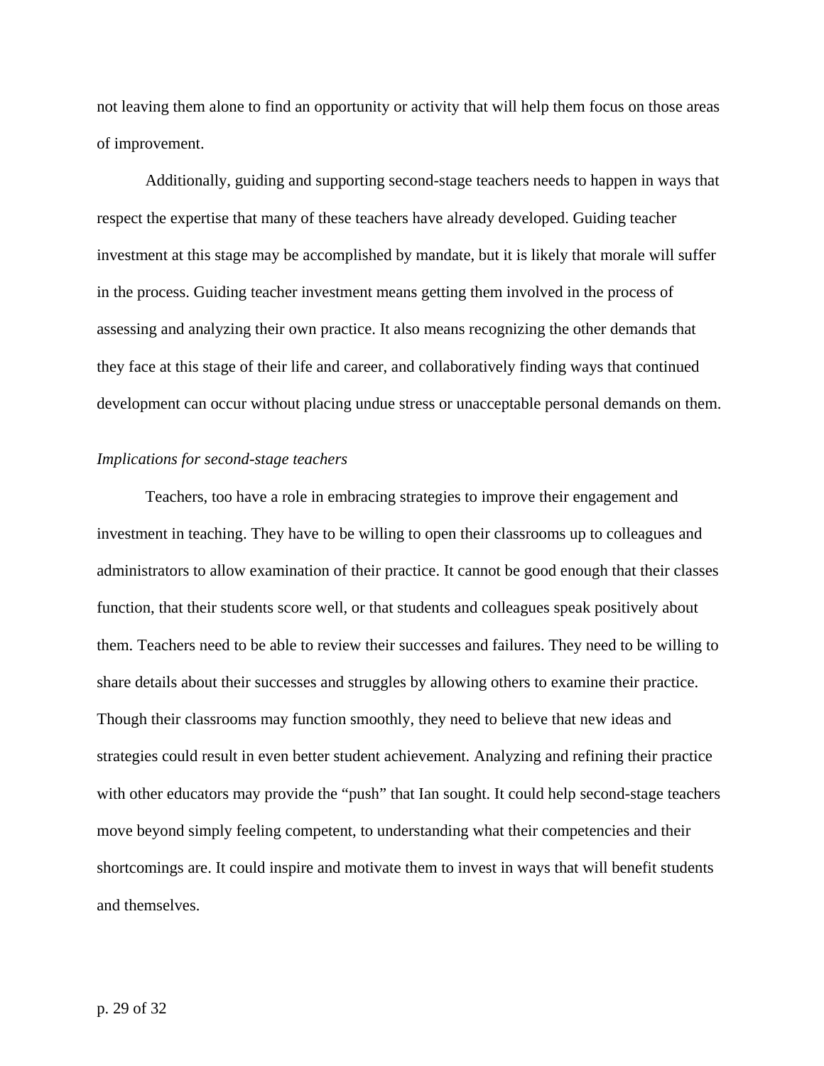not leaving them alone to find an opportunity or activity that will help them focus on those areas of improvement.

Additionally, guiding and supporting second-stage teachers needs to happen in ways that respect the expertise that many of these teachers have already developed. Guiding teacher investment at this stage may be accomplished by mandate, but it is likely that morale will suffer in the process. Guiding teacher investment means getting them involved in the process of assessing and analyzing their own practice. It also means recognizing the other demands that they face at this stage of their life and career, and collaboratively finding ways that continued development can occur without placing undue stress or unacceptable personal demands on them.

*Implications for second-stage teachers*

Teachers, too have a role in embracing strategies to improve their engagement and investment in teaching. They have to be willing to open their classrooms up to colleagues and administrators to allow examination of their practice. It cannot be good enough that their classes function, that their students score well, or that students and colleagues speak positively about them. Teachers need to be able to review their successes and failures. They need to be willing to share details about their successes and struggles by allowing others to examine their practice. Though their classrooms may function smoothly, they need to believe that new ideas and strategies could result in even better student achievement. Analyzing and refining their practice with other educators may provide the "push" that Ian sought. It could help second-stage teachers move beyond simply feeling competent, to understanding what their competencies and their shortcomings are. It could inspire and motivate them to invest in ways that will benefit students and themselves.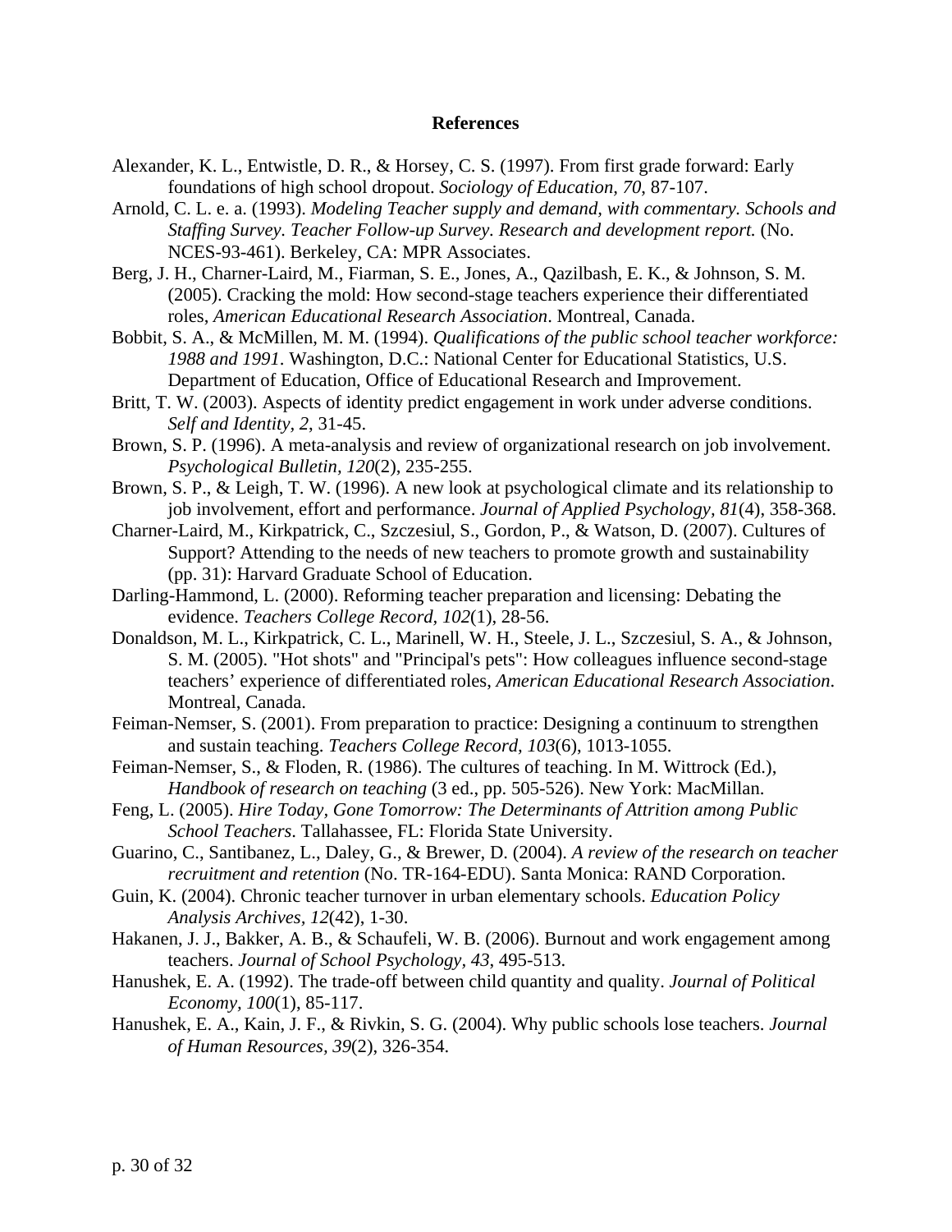**References**

Alexander, K. L., Entwistle, D. R., & Horsey, C. S. (1997). From first grade forward: Early foundations of high school dropout. *Sociology of Education, 70*, 87-107.

Arnold, C. L. e. a. (1993). *Modeling Teacher supply and demand, with commentary. Schools and Staffing Survey. Teacher Follow-up Survey. Research and development report.* (No. NCES-93-461). Berkeley, CA: MPR Associates.

Berg, J. H., Charner-Laird, M., Fiarman, S. E., Jones, A., Qazilbash, E. K., & Johnson, S. M. (2005). Cracking the mold: How second-stage teachers experience their differentiated roles, *American Educational Research Association*. Montreal, Canada.

Bobbit, S. A., & McMillen, M. M. (1994). *Qualifications of the public school teacher workforce: 1988 and 1991*. Washington, D.C.: National Center for Educational Statistics, U.S. Department of Education, Office of Educational Research and Improvement.

Britt, T. W. (2003). Aspects of identity predict engagement in work under adverse conditions. *Self and Identity, 2*, 31-45.

Brown, S. P. (1996). A meta-analysis and review of organizational research on job involvement. *Psychological Bulletin, 120*(2), 235-255.

Brown, S. P., & Leigh, T. W. (1996). A new look at psychological climate and its relationship to job involvement, effort and performance. *Journal of Applied Psychology, 81*(4), 358-368.

Charner-Laird, M., Kirkpatrick, C., Szczesiul, S., Gordon, P., & Watson, D. (2007). Cultures of Support? Attending to the needs of new teachers to promote growth and sustainability (pp. 31): Harvard Graduate School of Education.

Darling-Hammond, L. (2000). Reforming teacher preparation and licensing: Debating the evidence. *Teachers College Record, 102*(1), 28-56.

Donaldson, M. L., Kirkpatrick, C. L., Marinell, W. H., Steele, J. L., Szczesiul, S. A., & Johnson, S. M. (2005). "Hot shots" and "Principal's pets": How colleagues influence second-stage teachers' experience of differentiated roles, *American Educational Research Association*. Montreal, Canada.

Feiman-Nemser, S. (2001). From preparation to practice: Designing a continuum to strengthen and sustain teaching. *Teachers College Record, 103*(6), 1013-1055.

Feiman-Nemser, S., & Floden, R. (1986). The cultures of teaching. In M. Wittrock (Ed.), *Handbook of research on teaching* (3 ed., pp. 505-526). New York: MacMillan.

Feng, L. (2005). *Hire Today, Gone Tomorrow: The Determinants of Attrition among Public School Teachers*. Tallahassee, FL: Florida State University.

Guarino, C., Santibanez, L., Daley, G., & Brewer, D. (2004). *A review of the research on teacher recruitment and retention* (No. TR-164-EDU). Santa Monica: RAND Corporation.

Guin, K. (2004). Chronic teacher turnover in urban elementary schools. *Education Policy Analysis Archives, 12*(42), 1-30.

Hakanen, J. J., Bakker, A. B., & Schaufeli, W. B. (2006). Burnout and work engagement among teachers. *Journal of School Psychology, 43*, 495-513.

Hanushek, E. A. (1992). The trade-off between child quantity and quality. *Journal of Political Economy, 100*(1), 85-117.

Hanushek, E. A., Kain, J. F., & Rivkin, S. G. (2004). Why public schools lose teachers. *Journal of Human Resources, 39*(2), 326-354.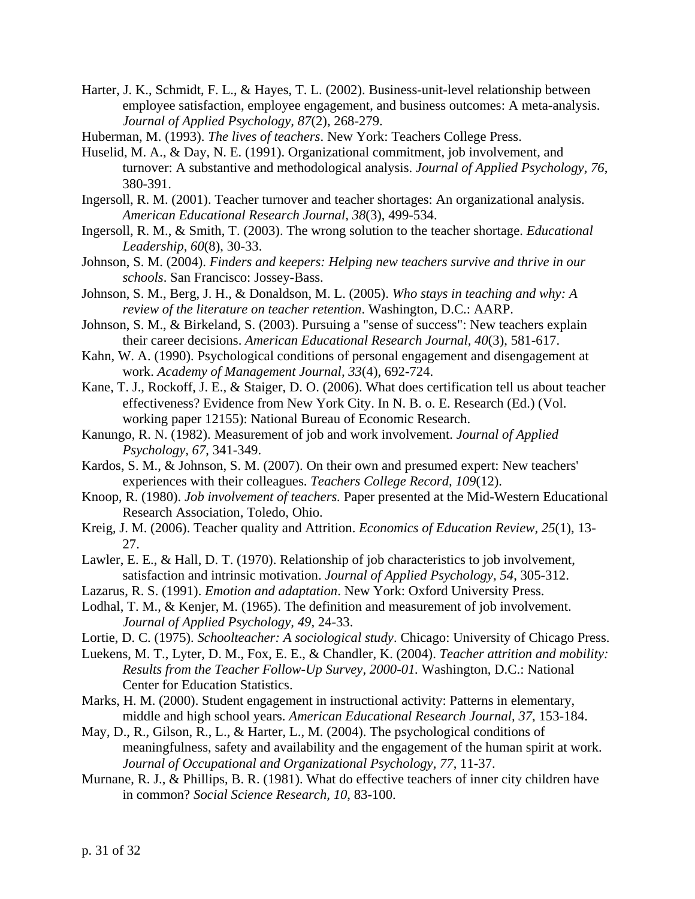Harter, J. K., Schmidt, F. L., & Hayes, T. L. (2002). Business-unit-level relationship between employee satisfaction, employee engagement, and business outcomes: A meta-analysis. *Journal of Applied Psychology, 87*(2), 268-279.

Huberman, M. (1993). *The lives of teachers*. New York: Teachers College Press.

Huselid, M. A., & Day, N. E. (1991). Organizational commitment, job involvement, and turnover: A substantive and methodological analysis. *Journal of Applied Psychology, 76*, 380-391.

Ingersoll, R. M. (2001). Teacher turnover and teacher shortages: An organizational analysis. *American Educational Research Journal, 38*(3), 499-534.

Ingersoll, R. M., & Smith, T. (2003). The wrong solution to the teacher shortage. *Educational Leadership, 60*(8), 30-33.

Johnson, S. M. (2004). *Finders and keepers: Helping new teachers survive and thrive in our schools*. San Francisco: Jossey-Bass.

Johnson, S. M., Berg, J. H., & Donaldson, M. L. (2005). *Who stays in teaching and why: A review of the literature on teacher retention*. Washington, D.C.: AARP.

Johnson, S. M., & Birkeland, S. (2003). Pursuing a "sense of success": New teachers explain their career decisions. *American Educational Research Journal*, *40*(3), 581-617.

Kahn, W. A. (1990). Psychological conditions of personal engagement and disengagement at work. *Academy of Management Journal*, *33*(4), 692-724.

Kane, T. J., Rockoff, J. E., & Staiger, D. O. (2006). What does certification tell us about teacher effectiveness? Evidence from New York City. In N. B. o. E. Research (Ed.) (Vol. working paper 12155): National Bureau of Economic Research.

Kanungo, R. N. (1982). Measurement of job and work involvement. *Journal of Applied Psychology, 67*, 341-349.

Kardos, S. M., & Johnson, S. M. (2007). On their own and presumed expert: New teachers' experiences with their colleagues. *Teachers College Record, 109*(12).

Knoop, R. (1980). *Job involvement of teachers.* Paper presented at the Mid-Western Educational Research Association, Toledo, Ohio.

Kreig, J. M. (2006). Teacher quality and Attrition. *Economics of Education Review, 25*(1), 13-27.

Lawler, E. E., & Hall, D. T. (1970). Relationship of job characteristics to job involvement, satisfaction and intrinsic motivation. *Journal of Applied Psychology, 54*, 305-312.

Lazarus, R. S. (1991). *Emotion and adaptation*. New York: Oxford University Press.

Lodhal, T. M., & Kenjer, M. (1965). The definition and measurement of job involvement. *Journal of Applied Psychology, 49*, 24-33.

Lortie, D. C. (1975). *Schoolteacher: A sociological study*. Chicago: University of Chicago Press.

Luekens, M. T., Lyter, D. M., Fox, E. E., & Chandler, K. (2004). *Teacher attrition and mobility: Results from the Teacher Follow-Up Survey, 2000-01.* Washington, D.C.: National Center for Education Statistics.

Marks, H. M. (2000). Student engagement in instructional activity: Patterns in elementary, middle and high school years. *American Educational Research Journal*, *37*, 153-184.

May, D., R., Gilson, R., L., & Harter, L., M. (2004). The psychological conditions of meaningfulness, safety and availability and the engagement of the human spirit at work. *Journal of Occupational and Organizational Psychology, 77*, 11-37.

Murnane, R. J., & Phillips, B. R. (1981). What do effective teachers of inner city children have in common? *Social Science Research, 10*, 83-100.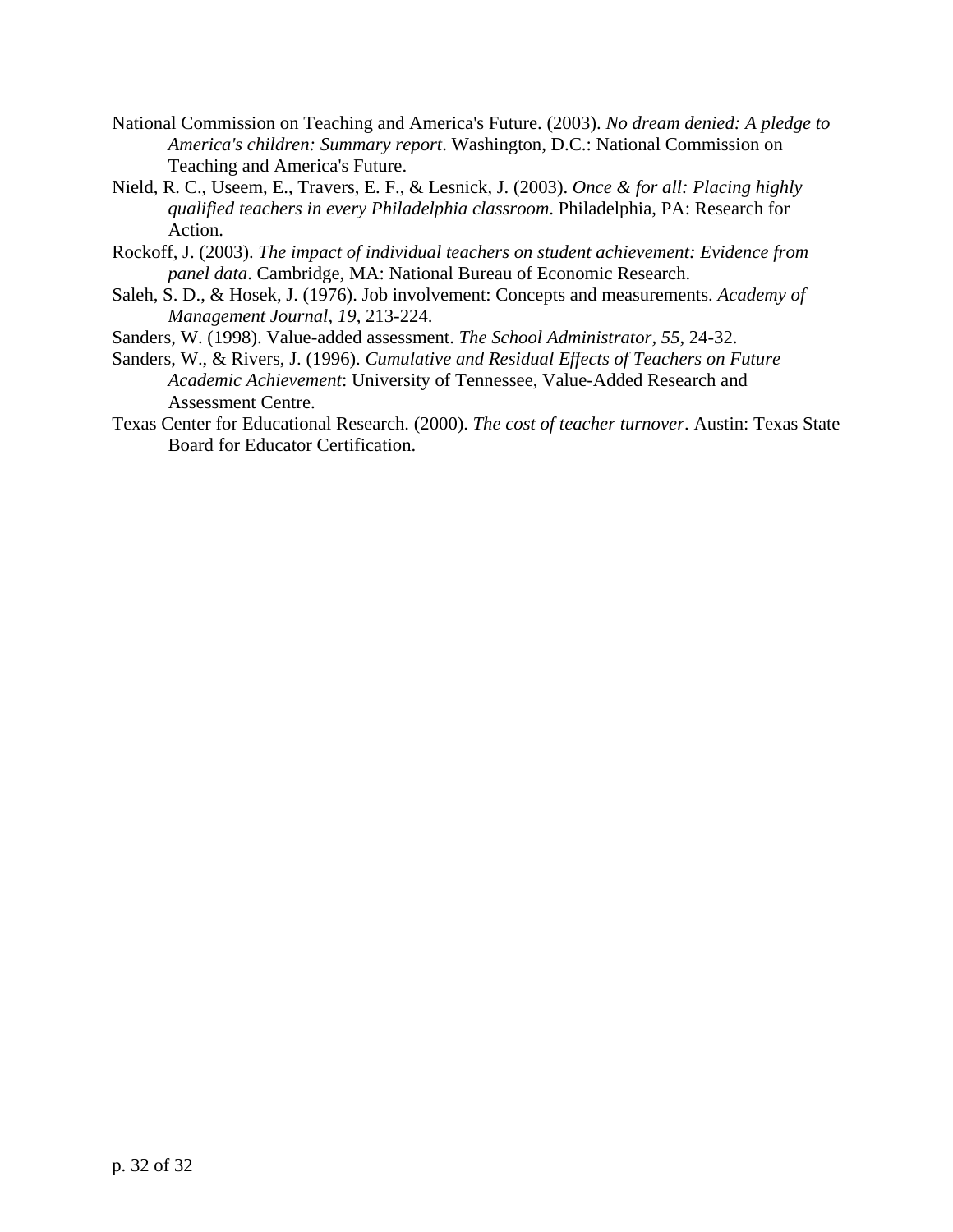National Commission on Teaching and America's Future. (2003). *No dream denied: A pledge to America's children: Summary report*. Washington, D.C.: National Commission on Teaching and America's Future.

Nield, R. C., Useem, E., Travers, E. F., & Lesnick, J. (2003). *Once & for all: Placing highly qualified teachers in every Philadelphia classroom*. Philadelphia, PA: Research for Action.

Rockoff, J. (2003). *The impact of individual teachers on student achievement: Evidence from panel data*. Cambridge, MA: National Bureau of Economic Research.

Saleh, S. D., & Hosek, J. (1976). Job involvement: Concepts and measurements. *Academy of Management Journal, 19*, 213-224.

Sanders, W. (1998). Value-added assessment. *The School Administrator, 55*, 24-32.

Sanders, W., & Rivers, J. (1996). *Cumulative and Residual Effects of Teachers on Future Academic Achievement*: University of Tennessee, Value-Added Research and Assessment Centre.

Texas Center for Educational Research. (2000). *The cost of teacher turnover*. Austin: Texas State Board for Educator Certification.